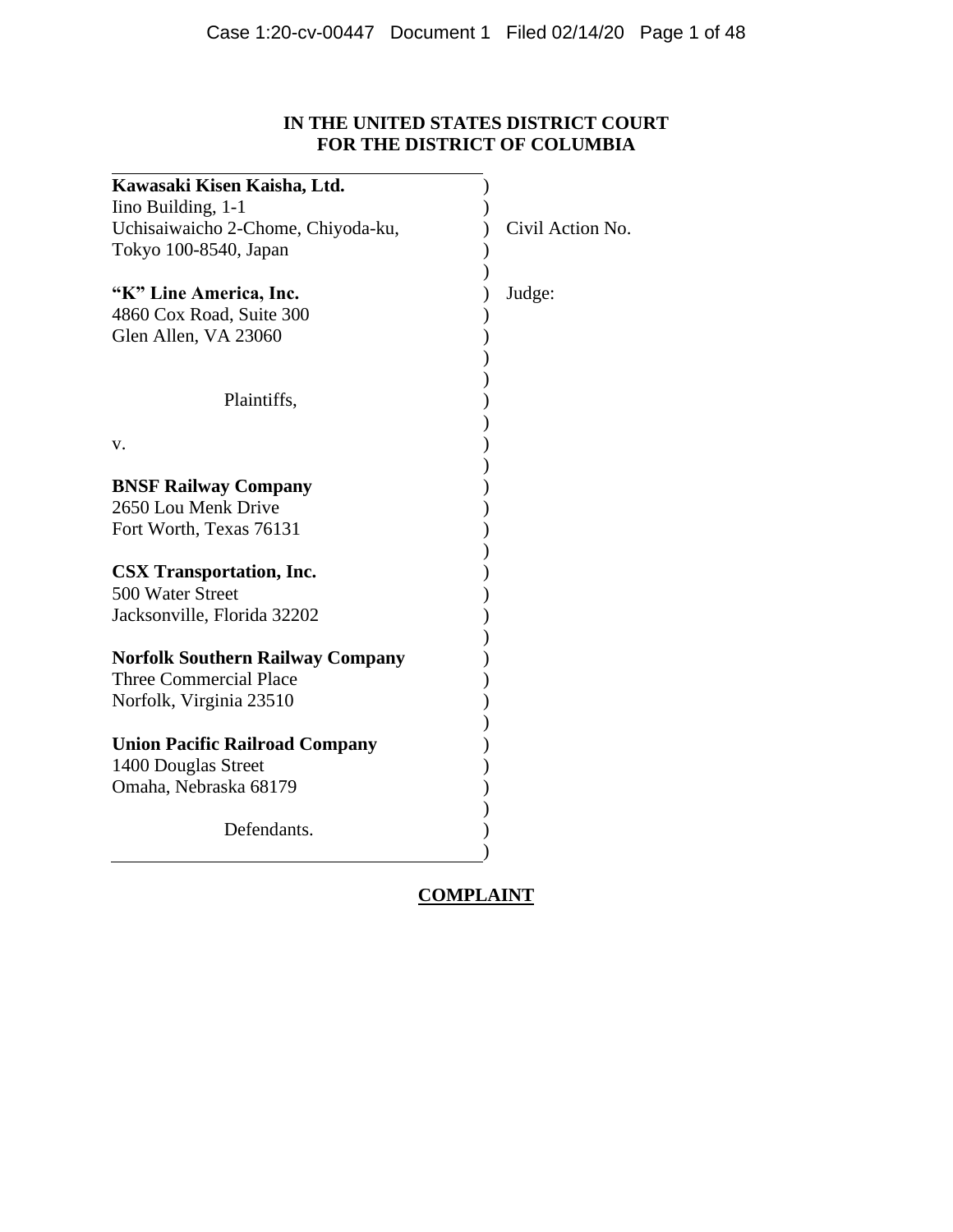# IN THE UNITED STATES DISTRICT COURT
# FOR THE DISTRICT OF COLUMBIA

| | |
|---|---|
| **Kawasaki Kisen Kaisha, Ltd.**<br>Iino Building, 1-1<br>Uchisaiwaicho 2-Chome, Chiyoda-ku,<br>Tokyo 100-8540, Japan | Civil Action No. |
| **"K" Line America, Inc.**<br>4860 Cox Road, Suite 300<br>Glen Allen, VA 23060 | Judge: |
| Plaintiffs, | |
| v. | |
| **BNSF Railway Company**<br>2650 Lou Menk Drive<br>Fort Worth, Texas 76131 | |
| **CSX Transportation, Inc.**<br>500 Water Street<br>Jacksonville, Florida 32202 | |
| **Norfolk Southern Railway Company**<br>Three Commercial Place<br>Norfolk, Virginia 23510 | |
| **Union Pacific Railroad Company**<br>1400 Douglas Street<br>Omaha, Nebraska 68179 | |
| Defendants. | |

## COMPLAINT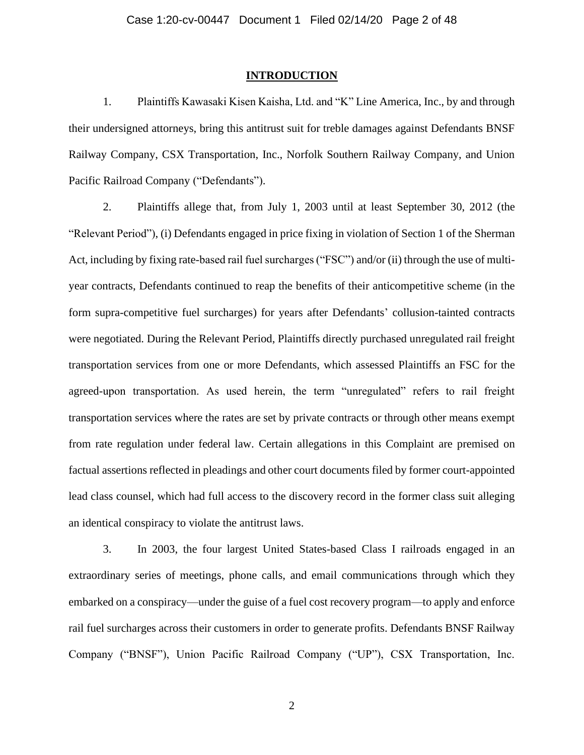## INTRODUCTION

1. Plaintiffs Kawasaki Kisen Kaisha, Ltd. and "K" Line America, Inc., by and through their undersigned attorneys, bring this antitrust suit for treble damages against Defendants BNSF Railway Company, CSX Transportation, Inc., Norfolk Southern Railway Company, and Union Pacific Railroad Company ("Defendants").

2. Plaintiffs allege that, from July 1, 2003 until at least September 30, 2012 (the "Relevant Period"), (i) Defendants engaged in price fixing in violation of Section 1 of the Sherman Act, including by fixing rate-based rail fuel surcharges ("FSC") and/or (ii) through the use of multi-year contracts, Defendants continued to reap the benefits of their anticompetitive scheme (in the form supra-competitive fuel surcharges) for years after Defendants' collusion-tainted contracts were negotiated. During the Relevant Period, Plaintiffs directly purchased unregulated rail freight transportation services from one or more Defendants, which assessed Plaintiffs an FSC for the agreed-upon transportation. As used herein, the term "unregulated" refers to rail freight transportation services where the rates are set by private contracts or through other means exempt from rate regulation under federal law. Certain allegations in this Complaint are premised on factual assertions reflected in pleadings and other court documents filed by former court-appointed lead class counsel, which had full access to the discovery record in the former class suit alleging an identical conspiracy to violate the antitrust laws.

3. In 2003, the four largest United States-based Class I railroads engaged in an extraordinary series of meetings, phone calls, and email communications through which they embarked on a conspiracy—under the guise of a fuel cost recovery program—to apply and enforce rail fuel surcharges across their customers in order to generate profits. Defendants BNSF Railway Company ("BNSF"), Union Pacific Railroad Company ("UP"), CSX Transportation, Inc.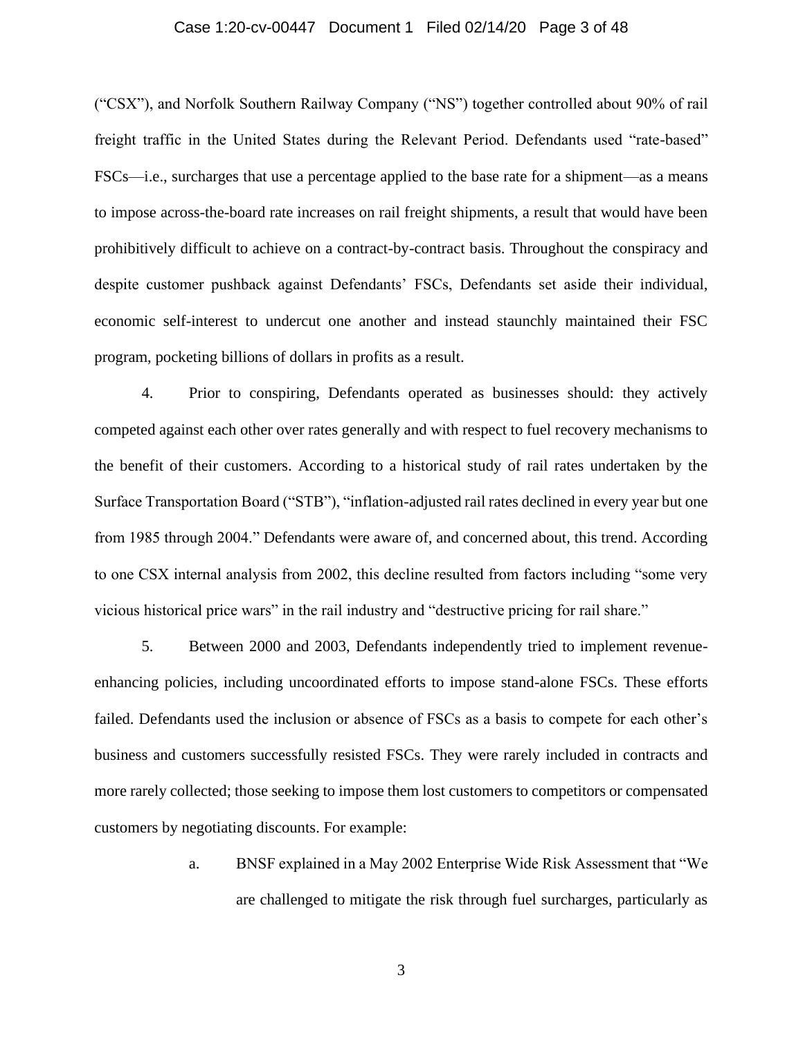("CSX"), and Norfolk Southern Railway Company ("NS") together controlled about 90% of rail freight traffic in the United States during the Relevant Period. Defendants used "rate-based" FSCs—i.e., surcharges that use a percentage applied to the base rate for a shipment—as a means to impose across-the-board rate increases on rail freight shipments, a result that would have been prohibitively difficult to achieve on a contract-by-contract basis. Throughout the conspiracy and despite customer pushback against Defendants' FSCs, Defendants set aside their individual, economic self-interest to undercut one another and instead staunchly maintained their FSC program, pocketing billions of dollars in profits as a result.

4. Prior to conspiring, Defendants operated as businesses should: they actively competed against each other over rates generally and with respect to fuel recovery mechanisms to the benefit of their customers. According to a historical study of rail rates undertaken by the Surface Transportation Board ("STB"), "inflation-adjusted rail rates declined in every year but one from 1985 through 2004." Defendants were aware of, and concerned about, this trend. According to one CSX internal analysis from 2002, this decline resulted from factors including "some very vicious historical price wars" in the rail industry and "destructive pricing for rail share."

5. Between 2000 and 2003, Defendants independently tried to implement revenue-enhancing policies, including uncoordinated efforts to impose stand-alone FSCs. These efforts failed. Defendants used the inclusion or absence of FSCs as a basis to compete for each other's business and customers successfully resisted FSCs. They were rarely included in contracts and more rarely collected; those seeking to impose them lost customers to competitors or compensated customers by negotiating discounts. For example:

> a. BNSF explained in a May 2002 Enterprise Wide Risk Assessment that "We are challenged to mitigate the risk through fuel surcharges, particularly as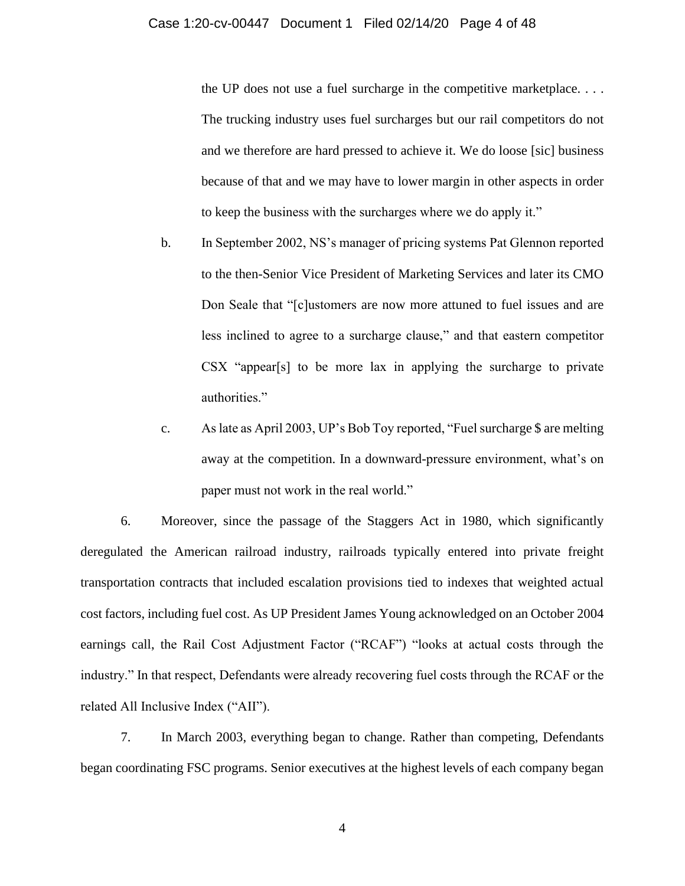the UP does not use a fuel surcharge in the competitive marketplace. . . . The trucking industry uses fuel surcharges but our rail competitors do not and we therefore are hard pressed to achieve it. We do loose [sic] business because of that and we may have to lower margin in other aspects in order to keep the business with the surcharges where we do apply it."

b. In September 2002, NS's manager of pricing systems Pat Glennon reported to the then-Senior Vice President of Marketing Services and later its CMO Don Seale that "[c]ustomers are now more attuned to fuel issues and are less inclined to agree to a surcharge clause," and that eastern competitor CSX "appear[s] to be more lax in applying the surcharge to private authorities."

c. As late as April 2003, UP's Bob Toy reported, "Fuel surcharge $ are melting away at the competition. In a downward-pressure environment, what's on paper must not work in the real world."

6. Moreover, since the passage of the Staggers Act in 1980, which significantly deregulated the American railroad industry, railroads typically entered into private freight transportation contracts that included escalation provisions tied to indexes that weighted actual cost factors, including fuel cost. As UP President James Young acknowledged on an October 2004 earnings call, the Rail Cost Adjustment Factor ("RCAF") "looks at actual costs through the industry." In that respect, Defendants were already recovering fuel costs through the RCAF or the related All Inclusive Index ("AII").

7. In March 2003, everything began to change. Rather than competing, Defendants began coordinating FSC programs. Senior executives at the highest levels of each company began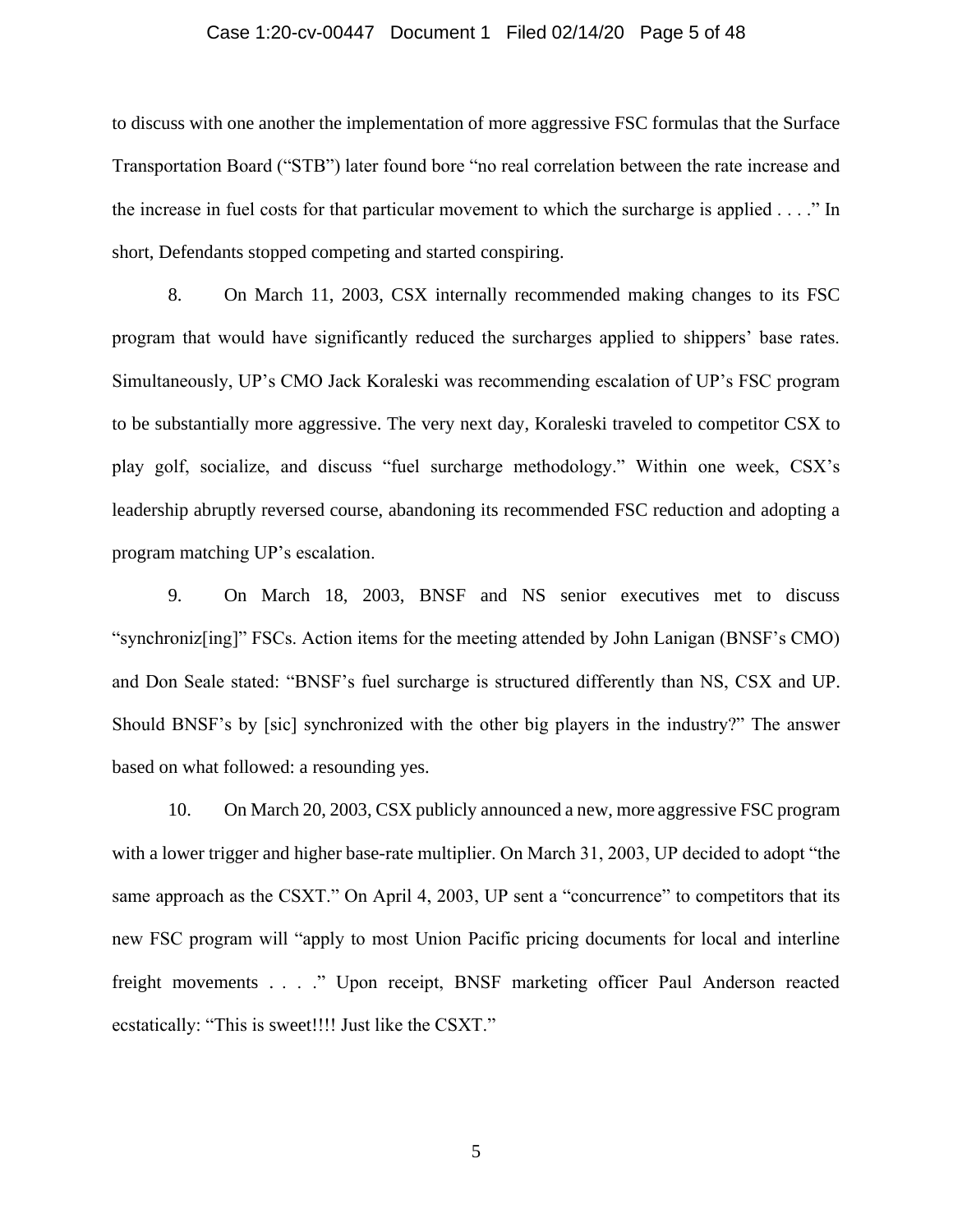to discuss with one another the implementation of more aggressive FSC formulas that the Surface Transportation Board ("STB") later found bore "no real correlation between the rate increase and the increase in fuel costs for that particular movement to which the surcharge is applied . . . ." In short, Defendants stopped competing and started conspiring.

8. On March 11, 2003, CSX internally recommended making changes to its FSC program that would have significantly reduced the surcharges applied to shippers' base rates. Simultaneously, UP's CMO Jack Koraleski was recommending escalation of UP's FSC program to be substantially more aggressive. The very next day, Koraleski traveled to competitor CSX to play golf, socialize, and discuss "fuel surcharge methodology." Within one week, CSX's leadership abruptly reversed course, abandoning its recommended FSC reduction and adopting a program matching UP's escalation.

9. On March 18, 2003, BNSF and NS senior executives met to discuss "synchroniz[ing]" FSCs. Action items for the meeting attended by John Lanigan (BNSF's CMO) and Don Seale stated: "BNSF's fuel surcharge is structured differently than NS, CSX and UP. Should BNSF's by [sic] synchronized with the other big players in the industry?" The answer based on what followed: a resounding yes.

10. On March 20, 2003, CSX publicly announced a new, more aggressive FSC program with a lower trigger and higher base-rate multiplier. On March 31, 2003, UP decided to adopt "the same approach as the CSXT." On April 4, 2003, UP sent a "concurrence" to competitors that its new FSC program will "apply to most Union Pacific pricing documents for local and interline freight movements . . . ." Upon receipt, BNSF marketing officer Paul Anderson reacted ecstatically: "This is sweet!!!! Just like the CSXT."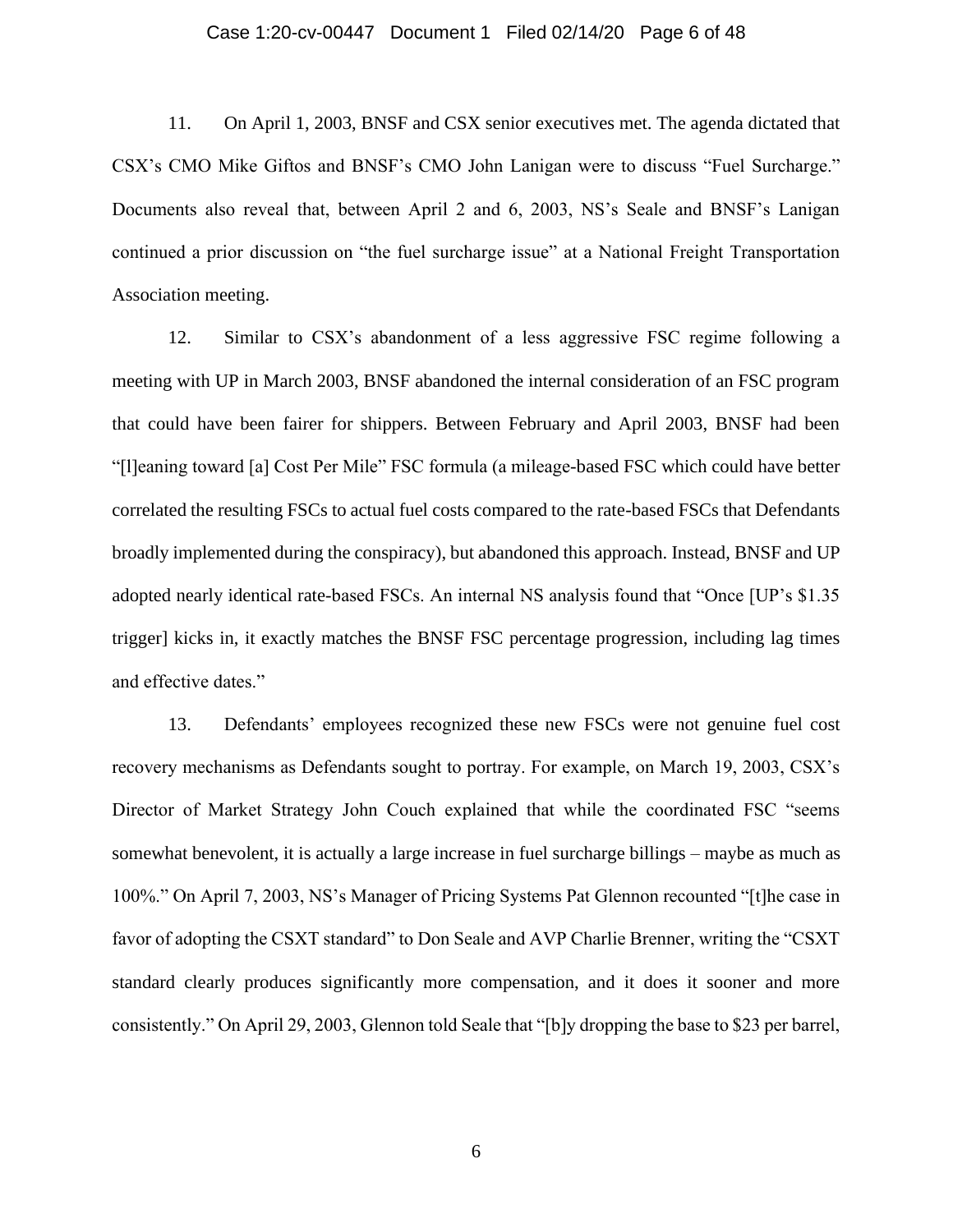11. On April 1, 2003, BNSF and CSX senior executives met. The agenda dictated that CSX's CMO Mike Giftos and BNSF's CMO John Lanigan were to discuss "Fuel Surcharge." Documents also reveal that, between April 2 and 6, 2003, NS's Seale and BNSF's Lanigan continued a prior discussion on "the fuel surcharge issue" at a National Freight Transportation Association meeting.

12. Similar to CSX's abandonment of a less aggressive FSC regime following a meeting with UP in March 2003, BNSF abandoned the internal consideration of an FSC program that could have been fairer for shippers. Between February and April 2003, BNSF had been "[l]eaning toward [a] Cost Per Mile" FSC formula (a mileage-based FSC which could have better correlated the resulting FSCs to actual fuel costs compared to the rate-based FSCs that Defendants broadly implemented during the conspiracy), but abandoned this approach. Instead, BNSF and UP adopted nearly identical rate-based FSCs. An internal NS analysis found that "Once [UP's $1.35 trigger] kicks in, it exactly matches the BNSF FSC percentage progression, including lag times and effective dates."

13. Defendants' employees recognized these new FSCs were not genuine fuel cost recovery mechanisms as Defendants sought to portray. For example, on March 19, 2003, CSX's Director of Market Strategy John Couch explained that while the coordinated FSC "seems somewhat benevolent, it is actually a large increase in fuel surcharge billings – maybe as much as 100%." On April 7, 2003, NS's Manager of Pricing Systems Pat Glennon recounted "[t]he case in favor of adopting the CSXT standard" to Don Seale and AVP Charlie Brenner, writing the "CSXT standard clearly produces significantly more compensation, and it does it sooner and more consistently." On April 29, 2003, Glennon told Seale that "[b]y dropping the base to $23 per barrel,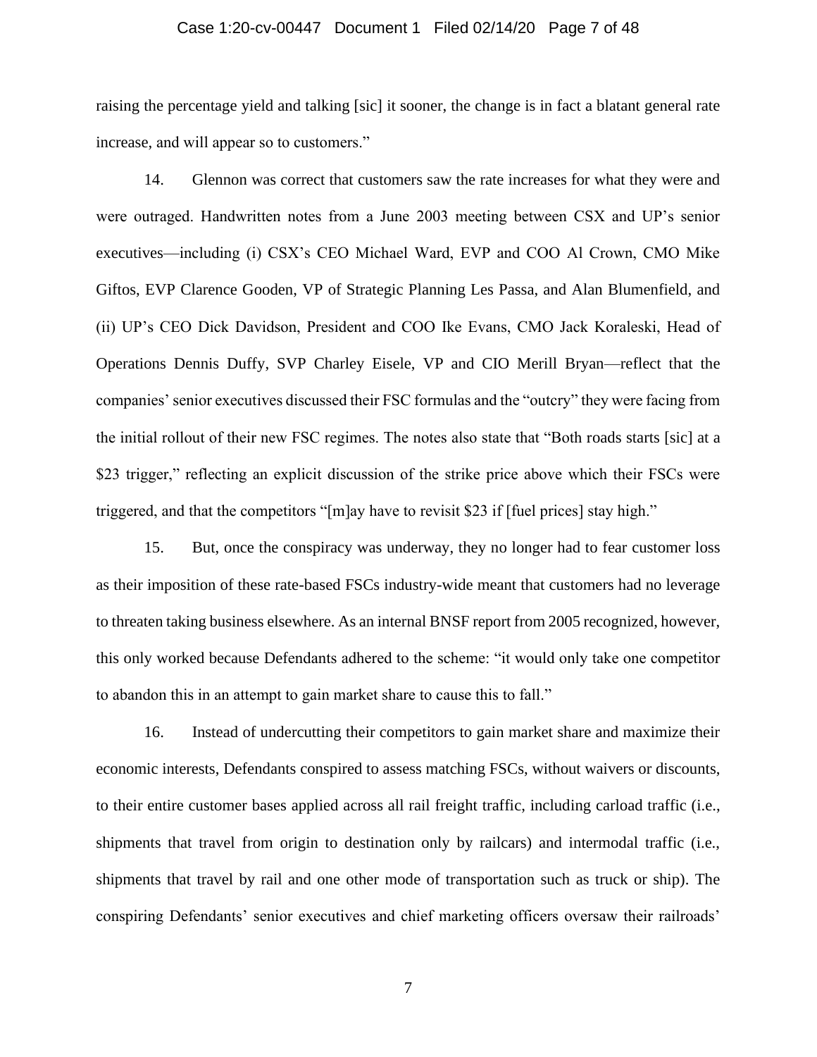raising the percentage yield and talking [sic] it sooner, the change is in fact a blatant general rate increase, and will appear so to customers."

14. Glennon was correct that customers saw the rate increases for what they were and were outraged. Handwritten notes from a June 2003 meeting between CSX and UP's senior executives—including (i) CSX's CEO Michael Ward, EVP and COO Al Crown, CMO Mike Giftos, EVP Clarence Gooden, VP of Strategic Planning Les Passa, and Alan Blumenfield, and (ii) UP's CEO Dick Davidson, President and COO Ike Evans, CMO Jack Koraleski, Head of Operations Dennis Duffy, SVP Charley Eisele, VP and CIO Merill Bryan—reflect that the companies' senior executives discussed their FSC formulas and the "outcry" they were facing from the initial rollout of their new FSC regimes. The notes also state that "Both roads starts [sic] at a $23 trigger," reflecting an explicit discussion of the strike price above which their FSCs were triggered, and that the competitors "[m]ay have to revisit $23 if [fuel prices] stay high."

15. But, once the conspiracy was underway, they no longer had to fear customer loss as their imposition of these rate-based FSCs industry-wide meant that customers had no leverage to threaten taking business elsewhere. As an internal BNSF report from 2005 recognized, however, this only worked because Defendants adhered to the scheme: "it would only take one competitor to abandon this in an attempt to gain market share to cause this to fall."

16. Instead of undercutting their competitors to gain market share and maximize their economic interests, Defendants conspired to assess matching FSCs, without waivers or discounts, to their entire customer bases applied across all rail freight traffic, including carload traffic (i.e., shipments that travel from origin to destination only by railcars) and intermodal traffic (i.e., shipments that travel by rail and one other mode of transportation such as truck or ship). The conspiring Defendants' senior executives and chief marketing officers oversaw their railroads'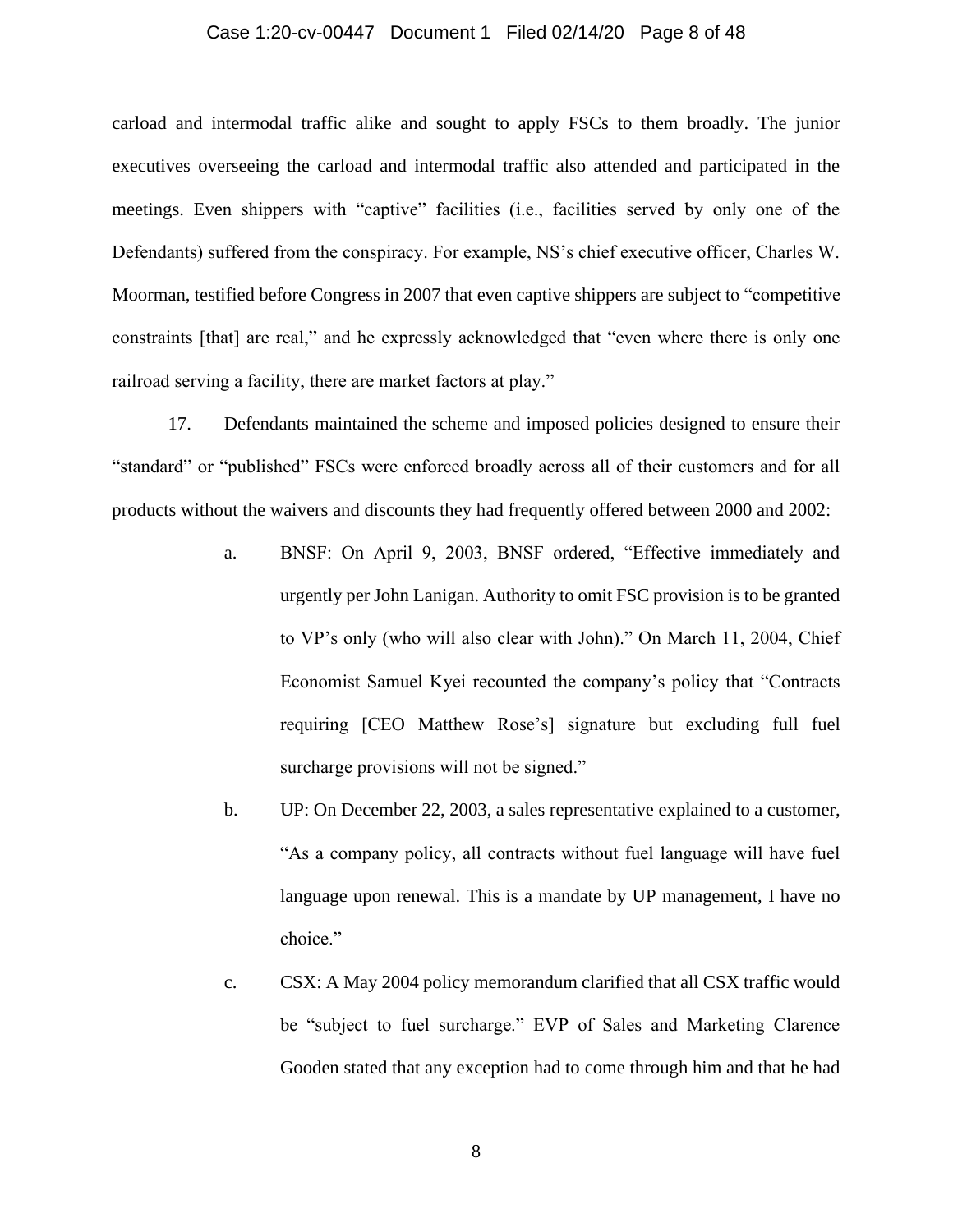carload and intermodal traffic alike and sought to apply FSCs to them broadly. The junior executives overseeing the carload and intermodal traffic also attended and participated in the meetings. Even shippers with "captive" facilities (i.e., facilities served by only one of the Defendants) suffered from the conspiracy. For example, NS's chief executive officer, Charles W. Moorman, testified before Congress in 2007 that even captive shippers are subject to "competitive constraints [that] are real," and he expressly acknowledged that "even where there is only one railroad serving a facility, there are market factors at play."

17. Defendants maintained the scheme and imposed policies designed to ensure their "standard" or "published" FSCs were enforced broadly across all of their customers and for all products without the waivers and discounts they had frequently offered between 2000 and 2002:

a. BNSF: On April 9, 2003, BNSF ordered, "Effective immediately and urgently per John Lanigan. Authority to omit FSC provision is to be granted to VP's only (who will also clear with John)." On March 11, 2004, Chief Economist Samuel Kyei recounted the company's policy that "Contracts requiring [CEO Matthew Rose's] signature but excluding full fuel surcharge provisions will not be signed."

b. UP: On December 22, 2003, a sales representative explained to a customer, "As a company policy, all contracts without fuel language will have fuel language upon renewal. This is a mandate by UP management, I have no choice."

c. CSX: A May 2004 policy memorandum clarified that all CSX traffic would be "subject to fuel surcharge." EVP of Sales and Marketing Clarence Gooden stated that any exception had to come through him and that he had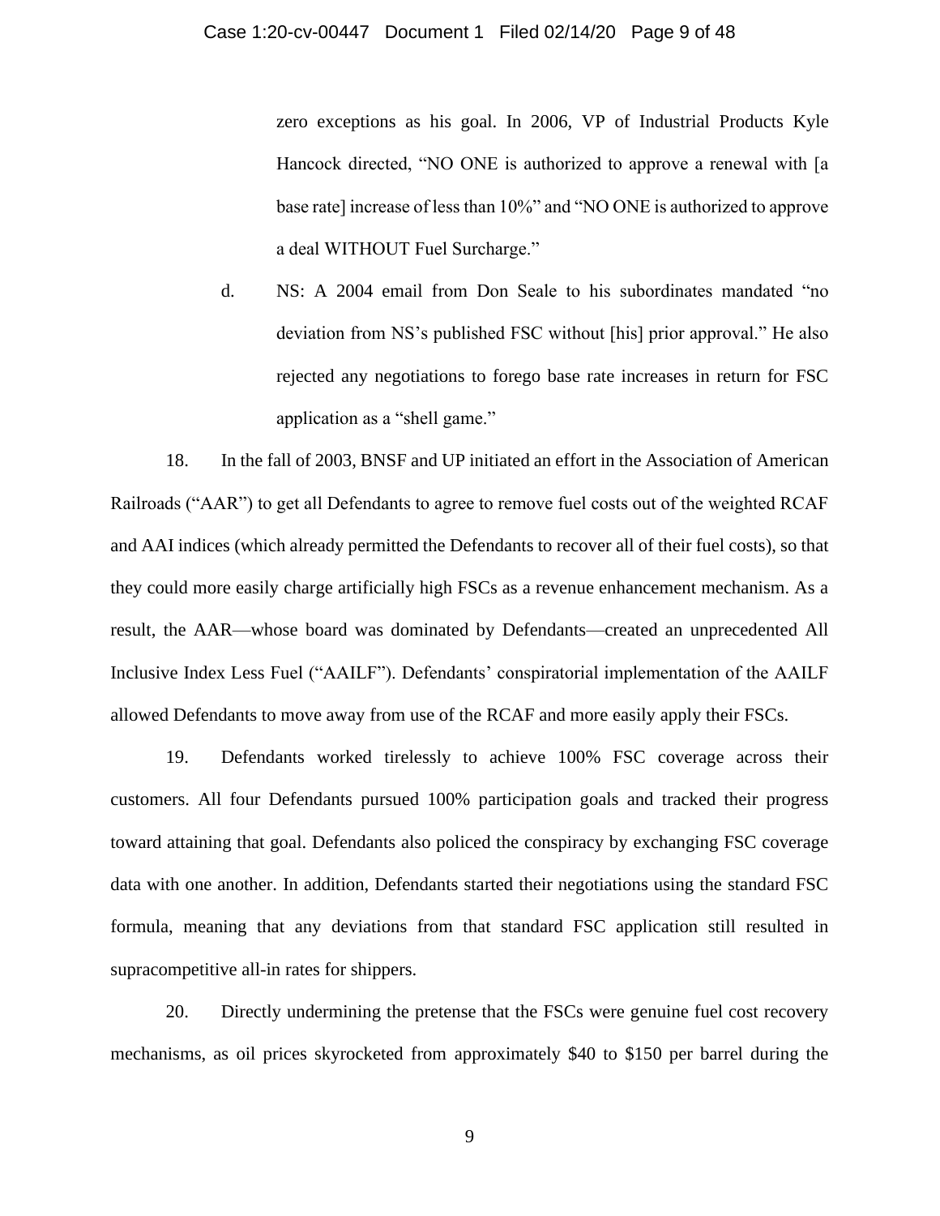zero exceptions as his goal. In 2006, VP of Industrial Products Kyle Hancock directed, "NO ONE is authorized to approve a renewal with [a base rate] increase of less than 10%" and "NO ONE is authorized to approve a deal WITHOUT Fuel Surcharge."

d. NS: A 2004 email from Don Seale to his subordinates mandated "no deviation from NS's published FSC without [his] prior approval." He also rejected any negotiations to forego base rate increases in return for FSC application as a "shell game."

18. In the fall of 2003, BNSF and UP initiated an effort in the Association of American Railroads ("AAR") to get all Defendants to agree to remove fuel costs out of the weighted RCAF and AAI indices (which already permitted the Defendants to recover all of their fuel costs), so that they could more easily charge artificially high FSCs as a revenue enhancement mechanism. As a result, the AAR—whose board was dominated by Defendants—created an unprecedented All Inclusive Index Less Fuel ("AAILF"). Defendants' conspiratorial implementation of the AAILF allowed Defendants to move away from use of the RCAF and more easily apply their FSCs.

19. Defendants worked tirelessly to achieve 100% FSC coverage across their customers. All four Defendants pursued 100% participation goals and tracked their progress toward attaining that goal. Defendants also policed the conspiracy by exchanging FSC coverage data with one another. In addition, Defendants started their negotiations using the standard FSC formula, meaning that any deviations from that standard FSC application still resulted in supracompetitive all-in rates for shippers.

20. Directly undermining the pretense that the FSCs were genuine fuel cost recovery mechanisms, as oil prices skyrocketed from approximately $40 to $150 per barrel during the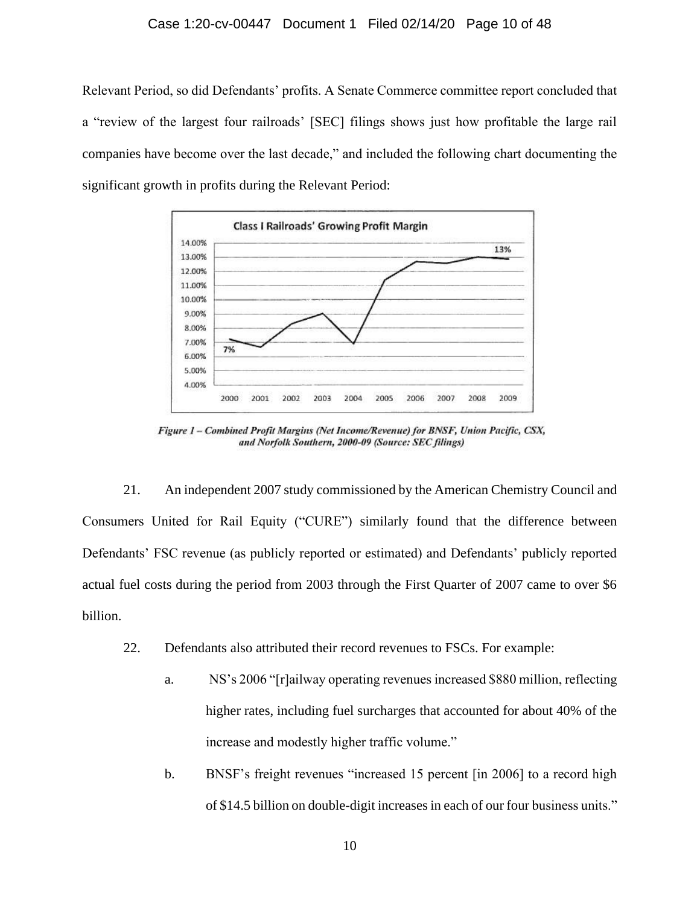Relevant Period, so did Defendants' profits. A Senate Commerce committee report concluded that a "review of the largest four railroads' [SEC] filings shows just how profitable the large rail companies have become over the last decade," and included the following chart documenting the significant growth in profits during the Relevant Period:

***Figure 1 – Combined Profit Margins (Net Income/Revenue) for BNSF, Union Pacific, CSX, and Norfolk Southern, 2000-09 (Source: SEC filings)***

21. An independent 2007 study commissioned by the American Chemistry Council and Consumers United for Rail Equity ("CURE") similarly found that the difference between Defendants' FSC revenue (as publicly reported or estimated) and Defendants' publicly reported actual fuel costs during the period from 2003 through the First Quarter of 2007 came to over $6 billion.

22. Defendants also attributed their record revenues to FSCs. For example:

a. NS's 2006 "[r]ailway operating revenues increased $880 million, reflecting higher rates, including fuel surcharges that accounted for about 40% of the increase and modestly higher traffic volume."

b. BNSF's freight revenues "increased 15 percent [in 2006] to a record high of $14.5 billion on double-digit increases in each of our four business units."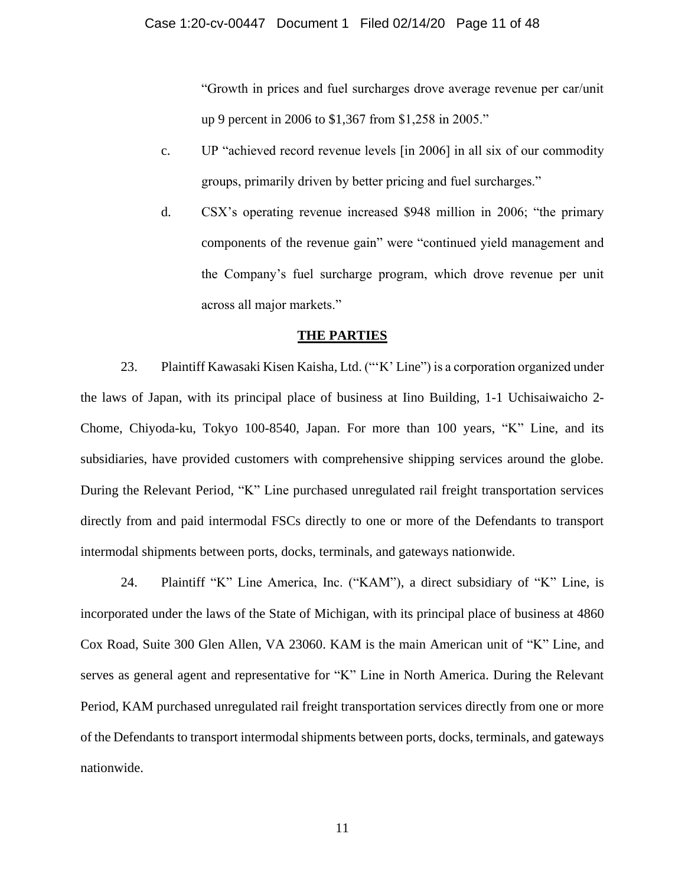"Growth in prices and fuel surcharges drove average revenue per car/unit up 9 percent in 2006 to $1,367 from $1,258 in 2005."

c. UP "achieved record revenue levels [in 2006] in all six of our commodity groups, primarily driven by better pricing and fuel surcharges."

d. CSX's operating revenue increased $948 million in 2006; "the primary components of the revenue gain" were "continued yield management and the Company's fuel surcharge program, which drove revenue per unit across all major markets."

## THE PARTIES

23. Plaintiff Kawasaki Kisen Kaisha, Ltd. ("'K' Line") is a corporation organized under the laws of Japan, with its principal place of business at Iino Building, 1-1 Uchisaiwaicho 2-Chome, Chiyoda-ku, Tokyo 100-8540, Japan. For more than 100 years, "K" Line, and its subsidiaries, have provided customers with comprehensive shipping services around the globe. During the Relevant Period, "K" Line purchased unregulated rail freight transportation services directly from and paid intermodal FSCs directly to one or more of the Defendants to transport intermodal shipments between ports, docks, terminals, and gateways nationwide.

24. Plaintiff "K" Line America, Inc. ("KAM"), a direct subsidiary of "K" Line, is incorporated under the laws of the State of Michigan, with its principal place of business at 4860 Cox Road, Suite 300 Glen Allen, VA 23060. KAM is the main American unit of "K" Line, and serves as general agent and representative for "K" Line in North America. During the Relevant Period, KAM purchased unregulated rail freight transportation services directly from one or more of the Defendants to transport intermodal shipments between ports, docks, terminals, and gateways nationwide.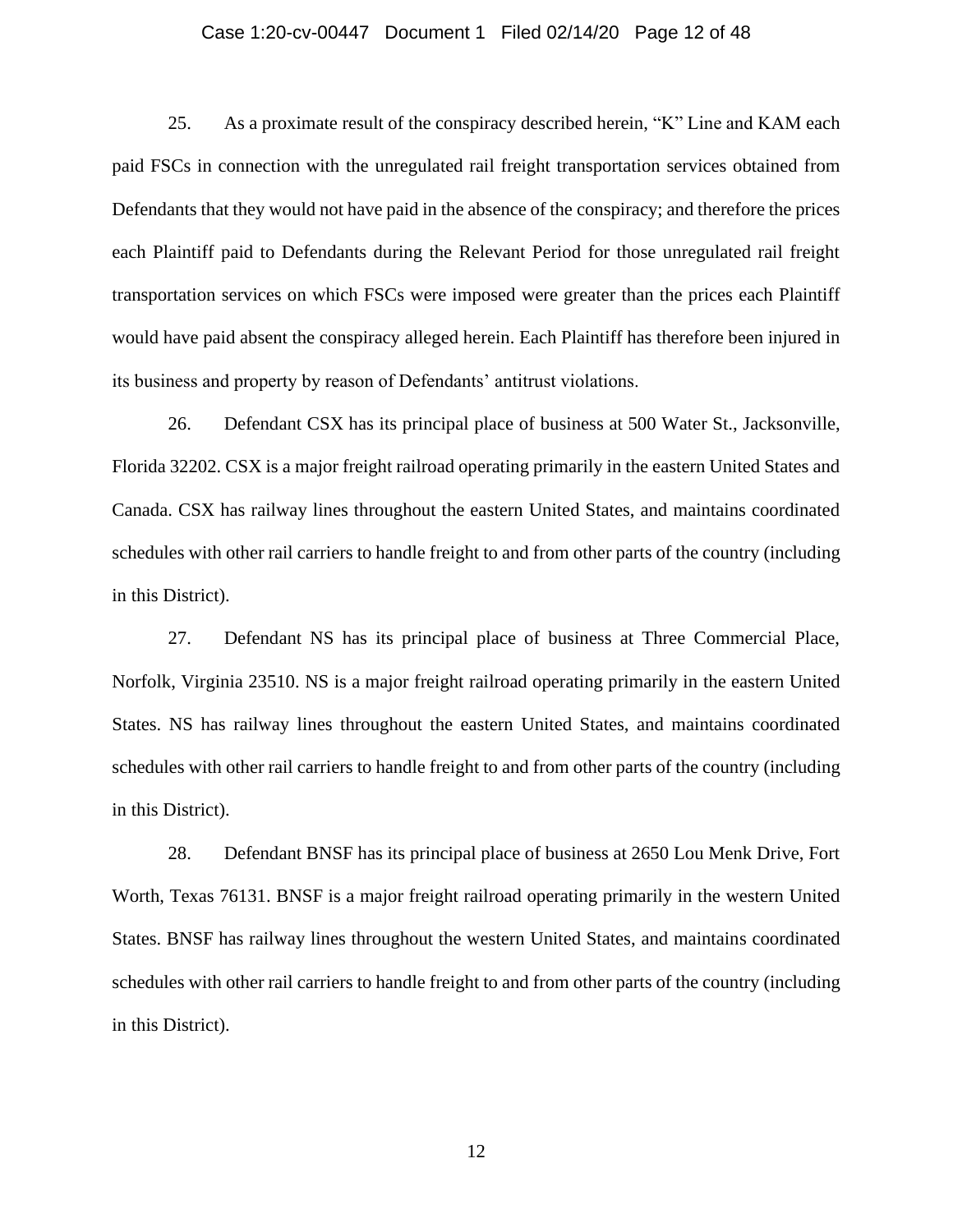25. As a proximate result of the conspiracy described herein, "K" Line and KAM each paid FSCs in connection with the unregulated rail freight transportation services obtained from Defendants that they would not have paid in the absence of the conspiracy; and therefore the prices each Plaintiff paid to Defendants during the Relevant Period for those unregulated rail freight transportation services on which FSCs were imposed were greater than the prices each Plaintiff would have paid absent the conspiracy alleged herein. Each Plaintiff has therefore been injured in its business and property by reason of Defendants' antitrust violations.

26. Defendant CSX has its principal place of business at 500 Water St., Jacksonville, Florida 32202. CSX is a major freight railroad operating primarily in the eastern United States and Canada. CSX has railway lines throughout the eastern United States, and maintains coordinated schedules with other rail carriers to handle freight to and from other parts of the country (including in this District).

27. Defendant NS has its principal place of business at Three Commercial Place, Norfolk, Virginia 23510. NS is a major freight railroad operating primarily in the eastern United States. NS has railway lines throughout the eastern United States, and maintains coordinated schedules with other rail carriers to handle freight to and from other parts of the country (including in this District).

28. Defendant BNSF has its principal place of business at 2650 Lou Menk Drive, Fort Worth, Texas 76131. BNSF is a major freight railroad operating primarily in the western United States. BNSF has railway lines throughout the western United States, and maintains coordinated schedules with other rail carriers to handle freight to and from other parts of the country (including in this District).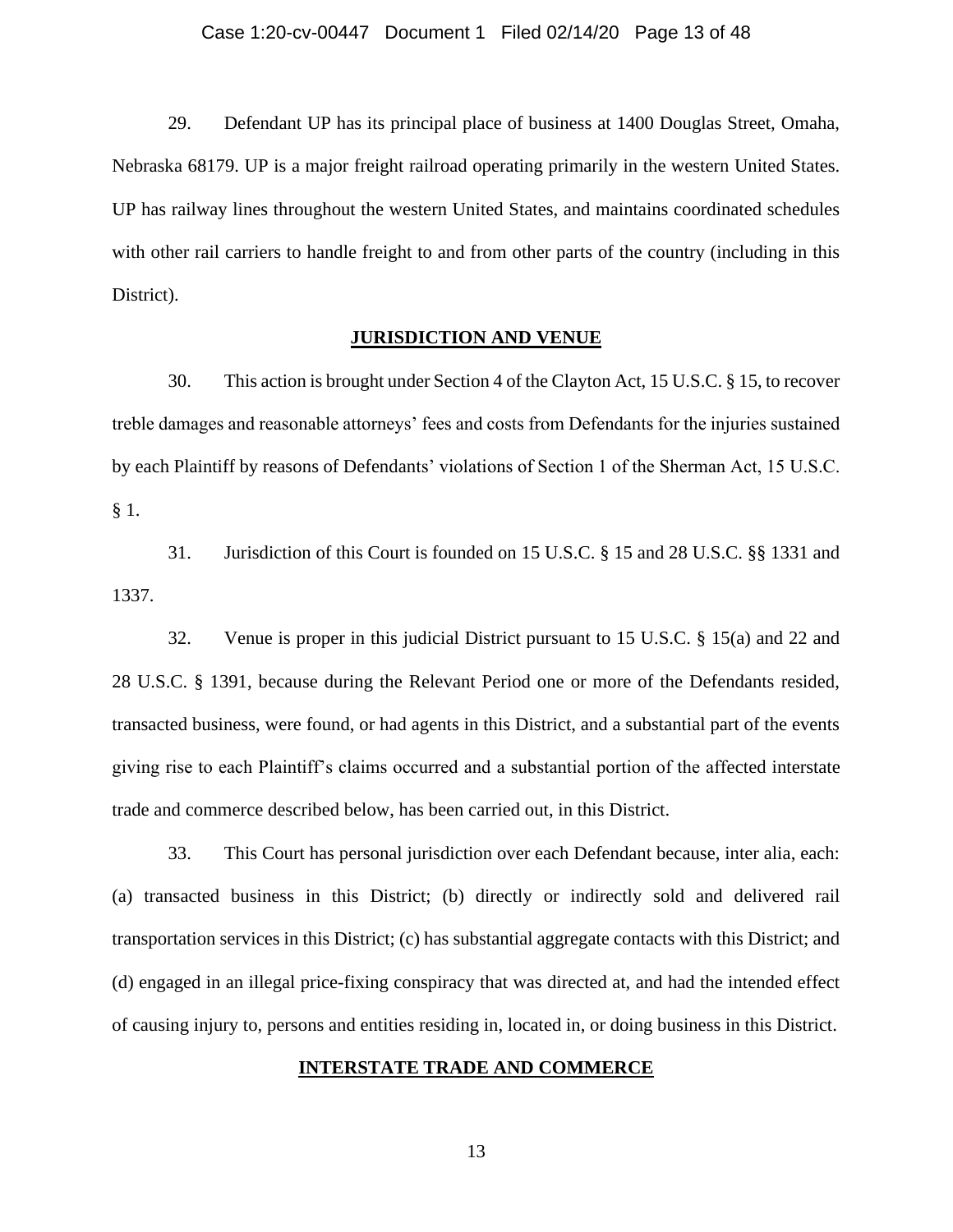29. Defendant UP has its principal place of business at 1400 Douglas Street, Omaha, Nebraska 68179. UP is a major freight railroad operating primarily in the western United States. UP has railway lines throughout the western United States, and maintains coordinated schedules with other rail carriers to handle freight to and from other parts of the country (including in this District).

## JURISDICTION AND VENUE

30. This action is brought under Section 4 of the Clayton Act, 15 U.S.C. § 15, to recover treble damages and reasonable attorneys' fees and costs from Defendants for the injuries sustained by each Plaintiff by reasons of Defendants' violations of Section 1 of the Sherman Act, 15 U.S.C. § 1.

31. Jurisdiction of this Court is founded on 15 U.S.C. § 15 and 28 U.S.C. §§ 1331 and 1337.

32. Venue is proper in this judicial District pursuant to 15 U.S.C. § 15(a) and 22 and 28 U.S.C. § 1391, because during the Relevant Period one or more of the Defendants resided, transacted business, were found, or had agents in this District, and a substantial part of the events giving rise to each Plaintiff's claims occurred and a substantial portion of the affected interstate trade and commerce described below, has been carried out, in this District.

33. This Court has personal jurisdiction over each Defendant because, inter alia, each: (a) transacted business in this District; (b) directly or indirectly sold and delivered rail transportation services in this District; (c) has substantial aggregate contacts with this District; and (d) engaged in an illegal price-fixing conspiracy that was directed at, and had the intended effect of causing injury to, persons and entities residing in, located in, or doing business in this District.

## INTERSTATE TRADE AND COMMERCE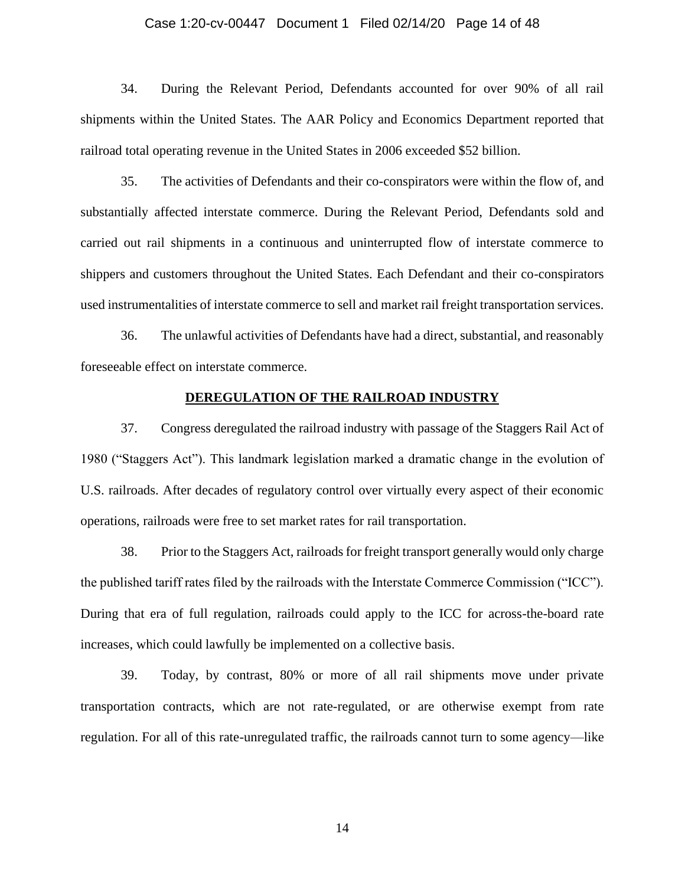34. During the Relevant Period, Defendants accounted for over 90% of all rail shipments within the United States. The AAR Policy and Economics Department reported that railroad total operating revenue in the United States in 2006 exceeded $52 billion.

35. The activities of Defendants and their co-conspirators were within the flow of, and substantially affected interstate commerce. During the Relevant Period, Defendants sold and carried out rail shipments in a continuous and uninterrupted flow of interstate commerce to shippers and customers throughout the United States. Each Defendant and their co-conspirators used instrumentalities of interstate commerce to sell and market rail freight transportation services.

36. The unlawful activities of Defendants have had a direct, substantial, and reasonably foreseeable effect on interstate commerce.

## DEREGULATION OF THE RAILROAD INDUSTRY

37. Congress deregulated the railroad industry with passage of the Staggers Rail Act of 1980 ("Staggers Act"). This landmark legislation marked a dramatic change in the evolution of U.S. railroads. After decades of regulatory control over virtually every aspect of their economic operations, railroads were free to set market rates for rail transportation.

38. Prior to the Staggers Act, railroads for freight transport generally would only charge the published tariff rates filed by the railroads with the Interstate Commerce Commission ("ICC"). During that era of full regulation, railroads could apply to the ICC for across-the-board rate increases, which could lawfully be implemented on a collective basis.

39. Today, by contrast, 80% or more of all rail shipments move under private transportation contracts, which are not rate-regulated, or are otherwise exempt from rate regulation. For all of this rate-unregulated traffic, the railroads cannot turn to some agency—like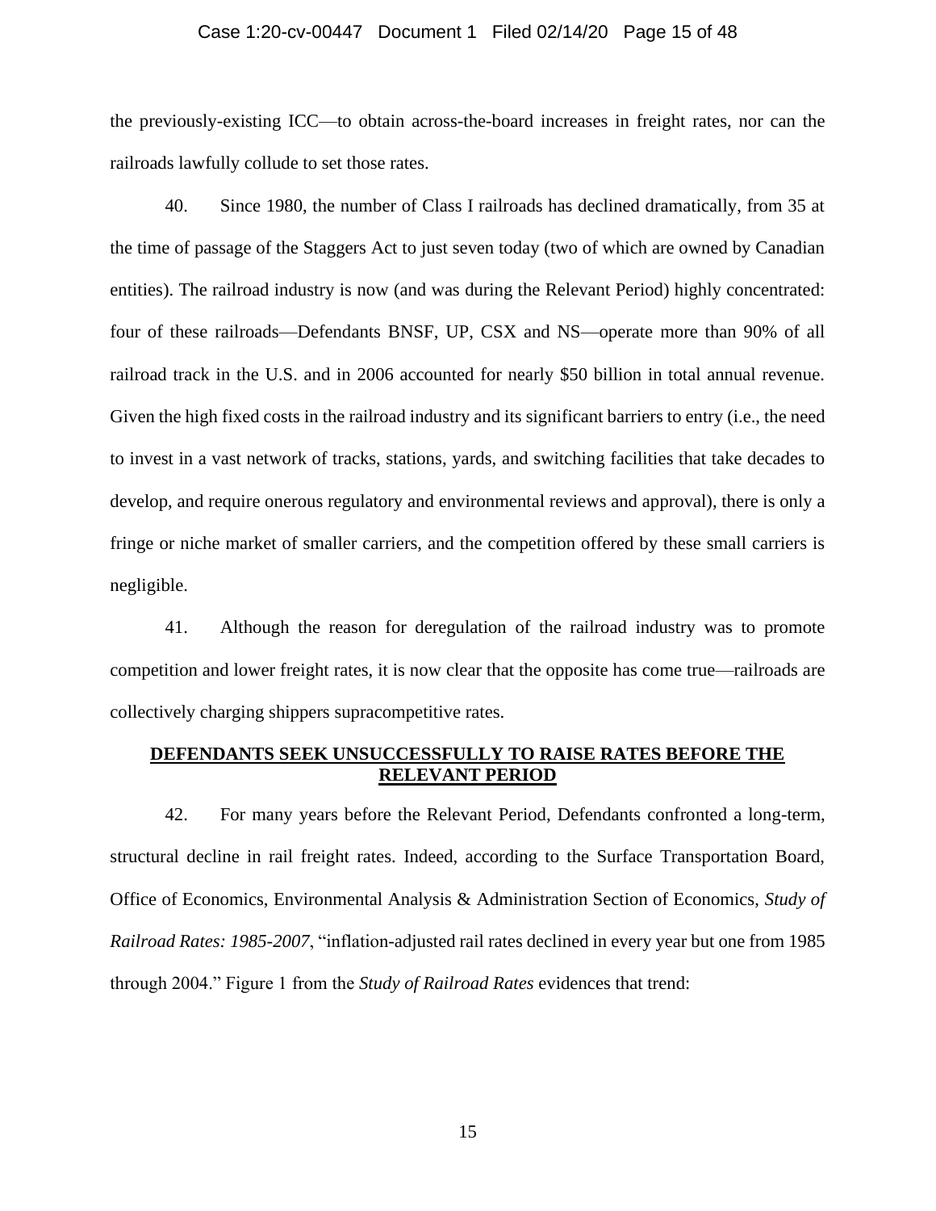the previously-existing ICC—to obtain across-the-board increases in freight rates, nor can the railroads lawfully collude to set those rates.

40. Since 1980, the number of Class I railroads has declined dramatically, from 35 at the time of passage of the Staggers Act to just seven today (two of which are owned by Canadian entities). The railroad industry is now (and was during the Relevant Period) highly concentrated: four of these railroads—Defendants BNSF, UP, CSX and NS—operate more than 90% of all railroad track in the U.S. and in 2006 accounted for nearly $50 billion in total annual revenue. Given the high fixed costs in the railroad industry and its significant barriers to entry (i.e., the need to invest in a vast network of tracks, stations, yards, and switching facilities that take decades to develop, and require onerous regulatory and environmental reviews and approval), there is only a fringe or niche market of smaller carriers, and the competition offered by these small carriers is negligible.

41. Although the reason for deregulation of the railroad industry was to promote competition and lower freight rates, it is now clear that the opposite has come true—railroads are collectively charging shippers supracompetitive rates.

## **DEFENDANTS SEEK UNSUCCESSFULLY TO RAISE RATES BEFORE THE RELEVANT PERIOD**

42. For many years before the Relevant Period, Defendants confronted a long-term, structural decline in rail freight rates. Indeed, according to the Surface Transportation Board, Office of Economics, Environmental Analysis & Administration Section of Economics, *Study of Railroad Rates: 1985-2007*, "inflation-adjusted rail rates declined in every year but one from 1985 through 2004." Figure 1 from the *Study of Railroad Rates* evidences that trend: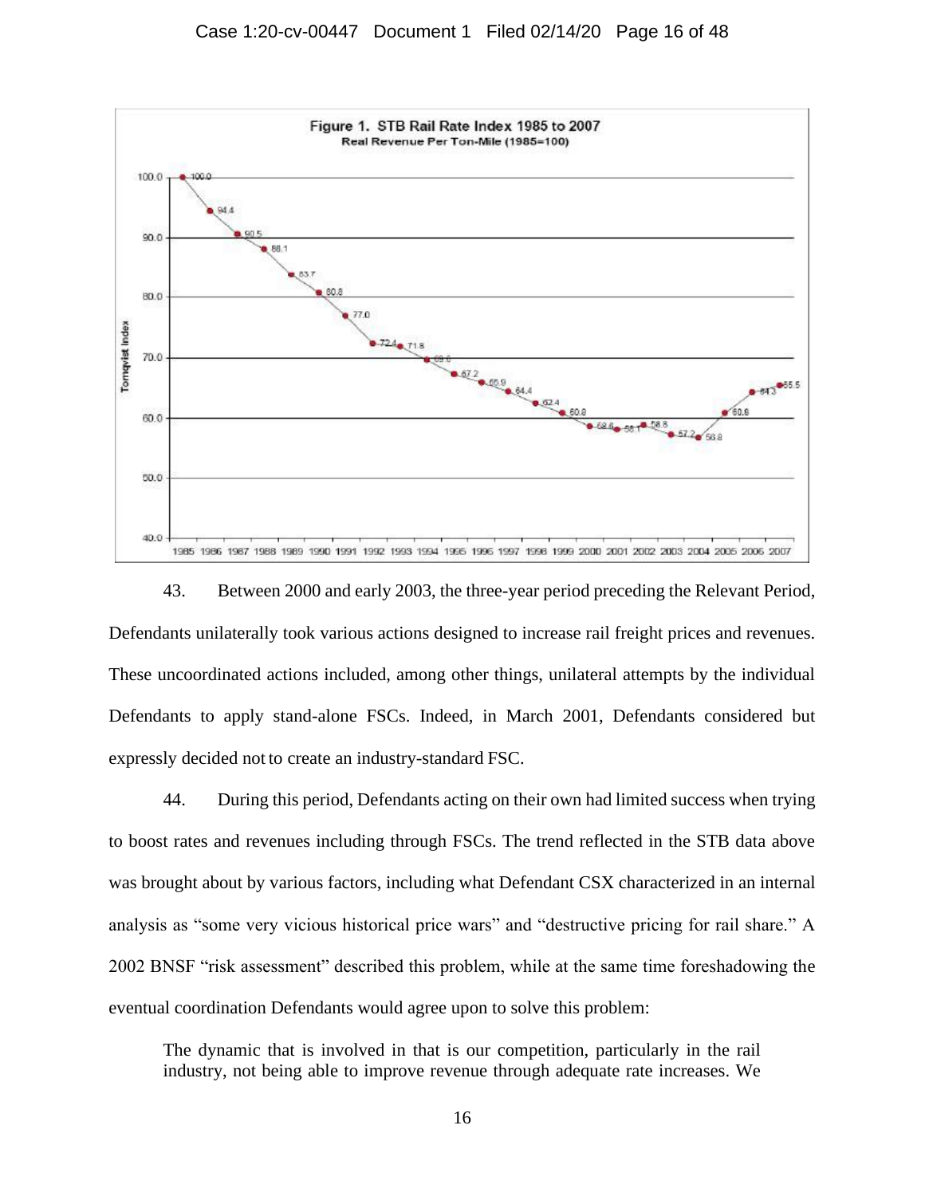**Figure 1. STB Rail Rate Index 1985 to 2007**
**Real Revenue Per Ton-Mile (1985=100)**

43. Between 2000 and early 2003, the three-year period preceding the Relevant Period, Defendants unilaterally took various actions designed to increase rail freight prices and revenues. These uncoordinated actions included, among other things, unilateral attempts by the individual Defendants to apply stand-alone FSCs. Indeed, in March 2001, Defendants considered but expressly decided not to create an industry-standard FSC.

44. During this period, Defendants acting on their own had limited success when trying to boost rates and revenues including through FSCs. The trend reflected in the STB data above was brought about by various factors, including what Defendant CSX characterized in an internal analysis as "some very vicious historical price wars" and "destructive pricing for rail share." A 2002 BNSF "risk assessment" described this problem, while at the same time foreshadowing the eventual coordination Defendants would agree upon to solve this problem:

> The dynamic that is involved in that is our competition, particularly in the rail industry, not being able to improve revenue through adequate rate increases. We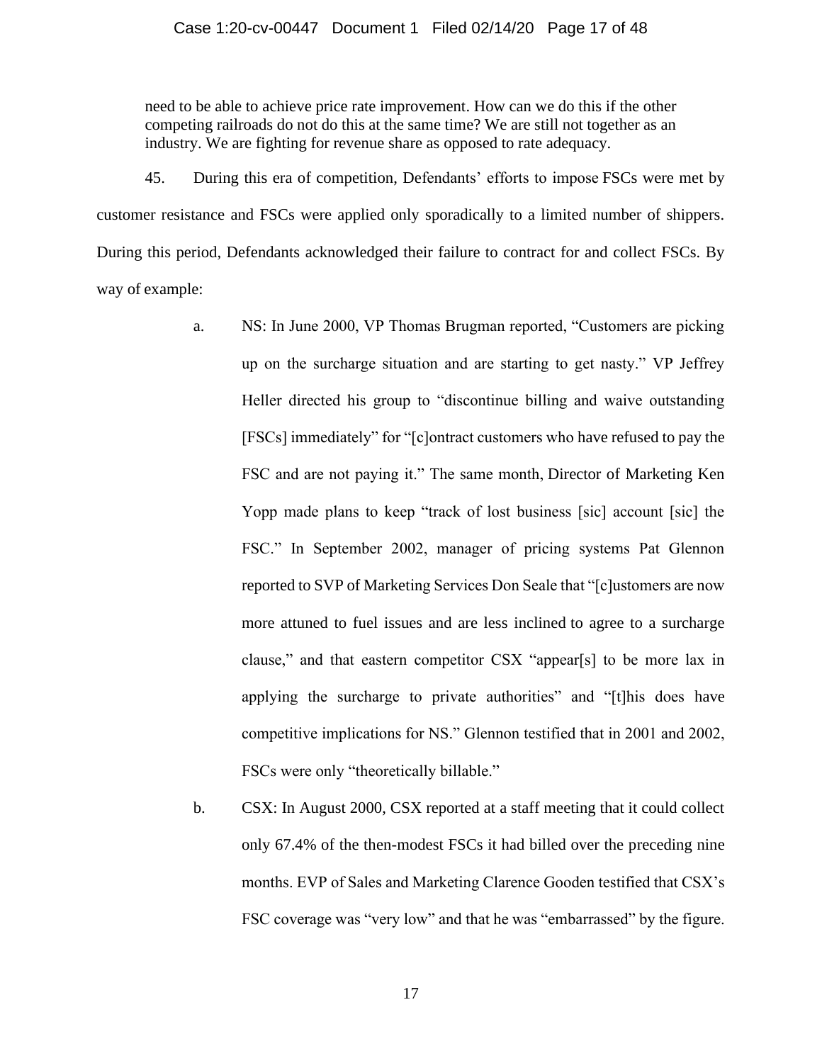> need to be able to achieve price rate improvement. How can we do this if the other competing railroads do not do this at the same time? We are still not together as an industry. We are fighting for revenue share as opposed to rate adequacy.

45. During this era of competition, Defendants' efforts to impose FSCs were met by customer resistance and FSCs were applied only sporadically to a limited number of shippers. During this period, Defendants acknowledged their failure to contract for and collect FSCs. By way of example:

a. NS: In June 2000, VP Thomas Brugman reported, "Customers are picking up on the surcharge situation and are starting to get nasty." VP Jeffrey Heller directed his group to "discontinue billing and waive outstanding [FSCs] immediately" for "[c]ontract customers who have refused to pay the FSC and are not paying it." The same month, Director of Marketing Ken Yopp made plans to keep "track of lost business [sic] account [sic] the FSC." In September 2002, manager of pricing systems Pat Glennon reported to SVP of Marketing Services Don Seale that "[c]ustomers are now more attuned to fuel issues and are less inclined to agree to a surcharge clause," and that eastern competitor CSX "appear[s] to be more lax in applying the surcharge to private authorities" and "[t]his does have competitive implications for NS." Glennon testified that in 2001 and 2002, FSCs were only "theoretically billable."

b. CSX: In August 2000, CSX reported at a staff meeting that it could collect only 67.4% of the then-modest FSCs it had billed over the preceding nine months. EVP of Sales and Marketing Clarence Gooden testified that CSX's FSC coverage was "very low" and that he was "embarrassed" by the figure.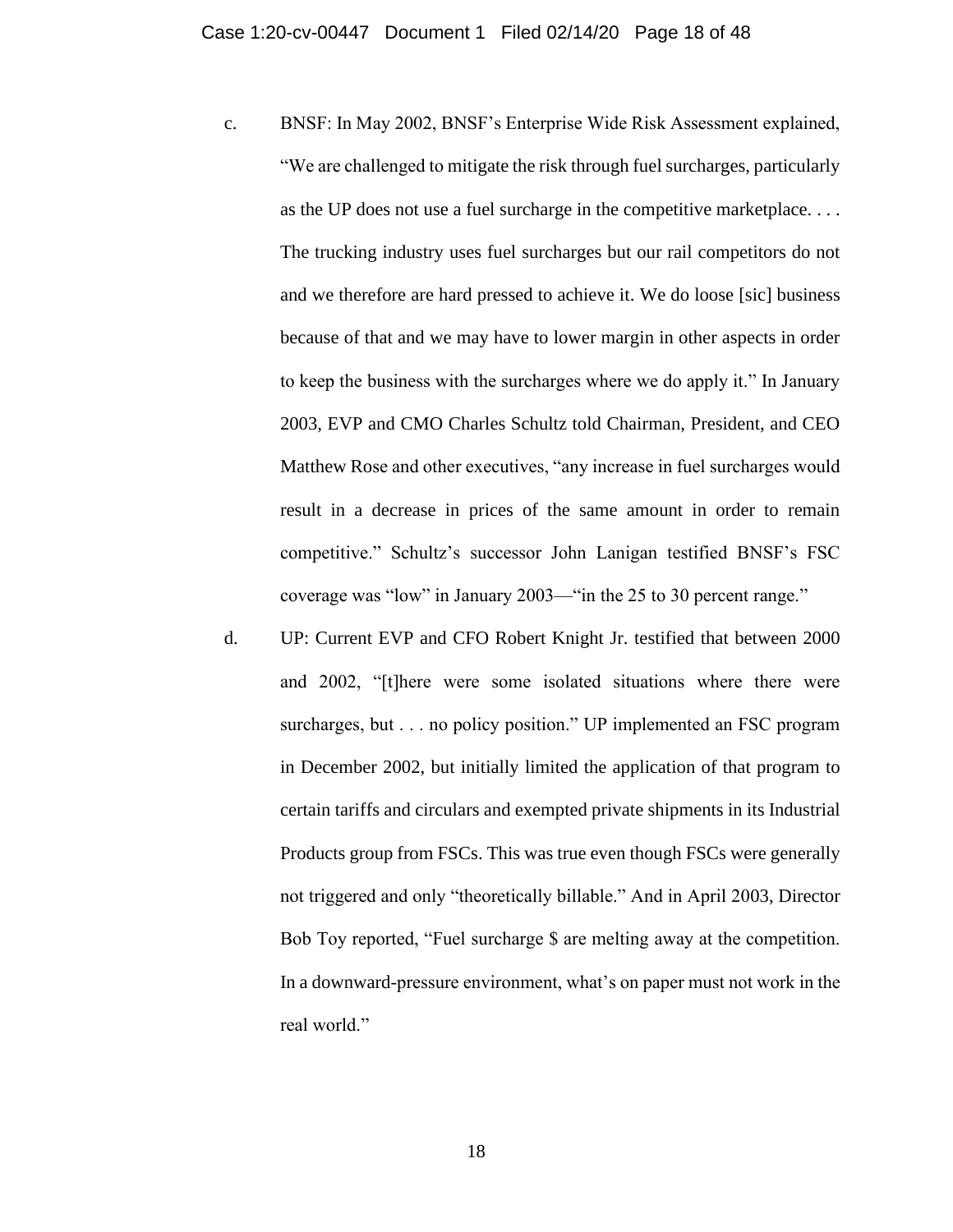c. BNSF: In May 2002, BNSF's Enterprise Wide Risk Assessment explained, "We are challenged to mitigate the risk through fuel surcharges, particularly as the UP does not use a fuel surcharge in the competitive marketplace. . . . The trucking industry uses fuel surcharges but our rail competitors do not and we therefore are hard pressed to achieve it. We do loose [sic] business because of that and we may have to lower margin in other aspects in order to keep the business with the surcharges where we do apply it." In January 2003, EVP and CMO Charles Schultz told Chairman, President, and CEO Matthew Rose and other executives, "any increase in fuel surcharges would result in a decrease in prices of the same amount in order to remain competitive." Schultz's successor John Lanigan testified BNSF's FSC coverage was "low" in January 2003—"in the 25 to 30 percent range."

d. UP: Current EVP and CFO Robert Knight Jr. testified that between 2000 and 2002, "[t]here were some isolated situations where there were surcharges, but . . . no policy position." UP implemented an FSC program in December 2002, but initially limited the application of that program to certain tariffs and circulars and exempted private shipments in its Industrial Products group from FSCs. This was true even though FSCs were generally not triggered and only "theoretically billable." And in April 2003, Director Bob Toy reported, "Fuel surcharge $ are melting away at the competition. In a downward-pressure environment, what's on paper must not work in the real world."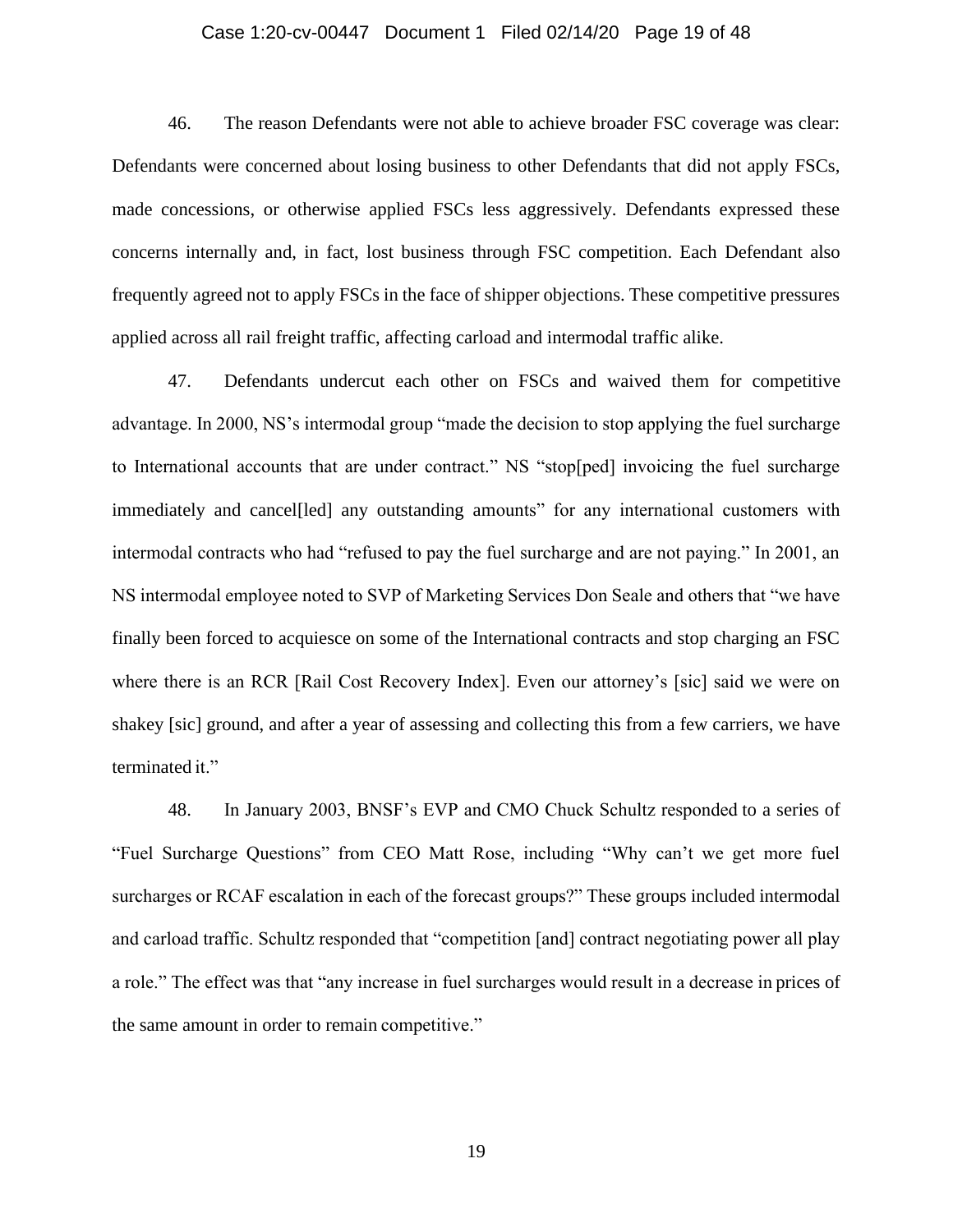46. The reason Defendants were not able to achieve broader FSC coverage was clear: Defendants were concerned about losing business to other Defendants that did not apply FSCs, made concessions, or otherwise applied FSCs less aggressively. Defendants expressed these concerns internally and, in fact, lost business through FSC competition. Each Defendant also frequently agreed not to apply FSCs in the face of shipper objections. These competitive pressures applied across all rail freight traffic, affecting carload and intermodal traffic alike.

47. Defendants undercut each other on FSCs and waived them for competitive advantage. In 2000, NS's intermodal group "made the decision to stop applying the fuel surcharge to International accounts that are under contract." NS "stop[ped] invoicing the fuel surcharge immediately and cancel[led] any outstanding amounts" for any international customers with intermodal contracts who had "refused to pay the fuel surcharge and are not paying." In 2001, an NS intermodal employee noted to SVP of Marketing Services Don Seale and others that "we have finally been forced to acquiesce on some of the International contracts and stop charging an FSC where there is an RCR [Rail Cost Recovery Index]. Even our attorney's [sic] said we were on shakey [sic] ground, and after a year of assessing and collecting this from a few carriers, we have terminated it."

48. In January 2003, BNSF's EVP and CMO Chuck Schultz responded to a series of "Fuel Surcharge Questions" from CEO Matt Rose, including "Why can't we get more fuel surcharges or RCAF escalation in each of the forecast groups?" These groups included intermodal and carload traffic. Schultz responded that "competition [and] contract negotiating power all play a role." The effect was that "any increase in fuel surcharges would result in a decrease in prices of the same amount in order to remain competitive."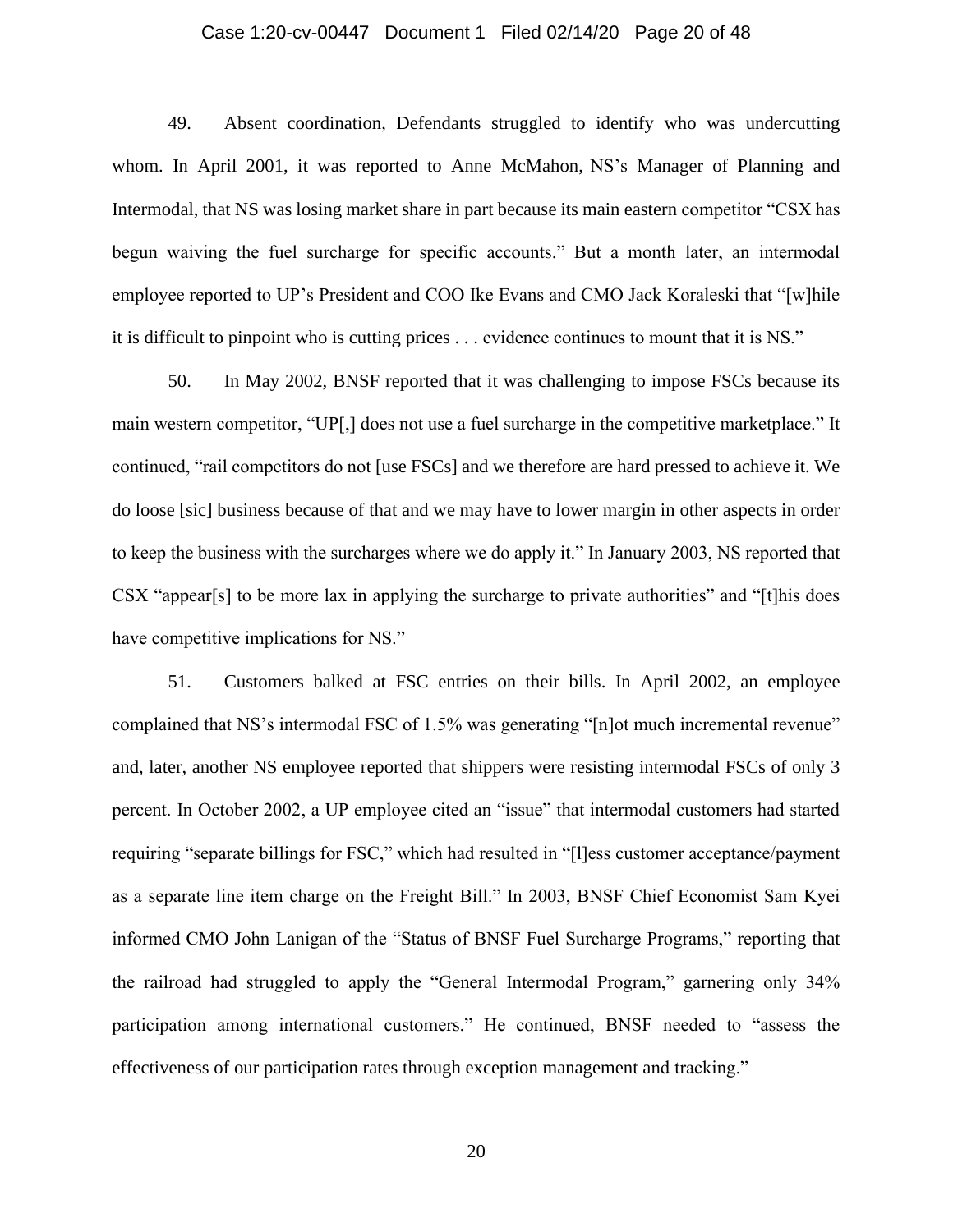49. Absent coordination, Defendants struggled to identify who was undercutting whom. In April 2001, it was reported to Anne McMahon, NS's Manager of Planning and Intermodal, that NS was losing market share in part because its main eastern competitor "CSX has begun waiving the fuel surcharge for specific accounts." But a month later, an intermodal employee reported to UP's President and COO Ike Evans and CMO Jack Koraleski that "[w]hile it is difficult to pinpoint who is cutting prices . . . evidence continues to mount that it is NS."

50. In May 2002, BNSF reported that it was challenging to impose FSCs because its main western competitor, "UP[,] does not use a fuel surcharge in the competitive marketplace." It continued, "rail competitors do not [use FSCs] and we therefore are hard pressed to achieve it. We do loose [sic] business because of that and we may have to lower margin in other aspects in order to keep the business with the surcharges where we do apply it." In January 2003, NS reported that CSX "appear[s] to be more lax in applying the surcharge to private authorities" and "[t]his does have competitive implications for NS."

51. Customers balked at FSC entries on their bills. In April 2002, an employee complained that NS's intermodal FSC of 1.5% was generating "[n]ot much incremental revenue" and, later, another NS employee reported that shippers were resisting intermodal FSCs of only 3 percent. In October 2002, a UP employee cited an "issue" that intermodal customers had started requiring "separate billings for FSC," which had resulted in "[l]ess customer acceptance/payment as a separate line item charge on the Freight Bill." In 2003, BNSF Chief Economist Sam Kyei informed CMO John Lanigan of the "Status of BNSF Fuel Surcharge Programs," reporting that the railroad had struggled to apply the "General Intermodal Program," garnering only 34% participation among international customers." He continued, BNSF needed to "assess the effectiveness of our participation rates through exception management and tracking."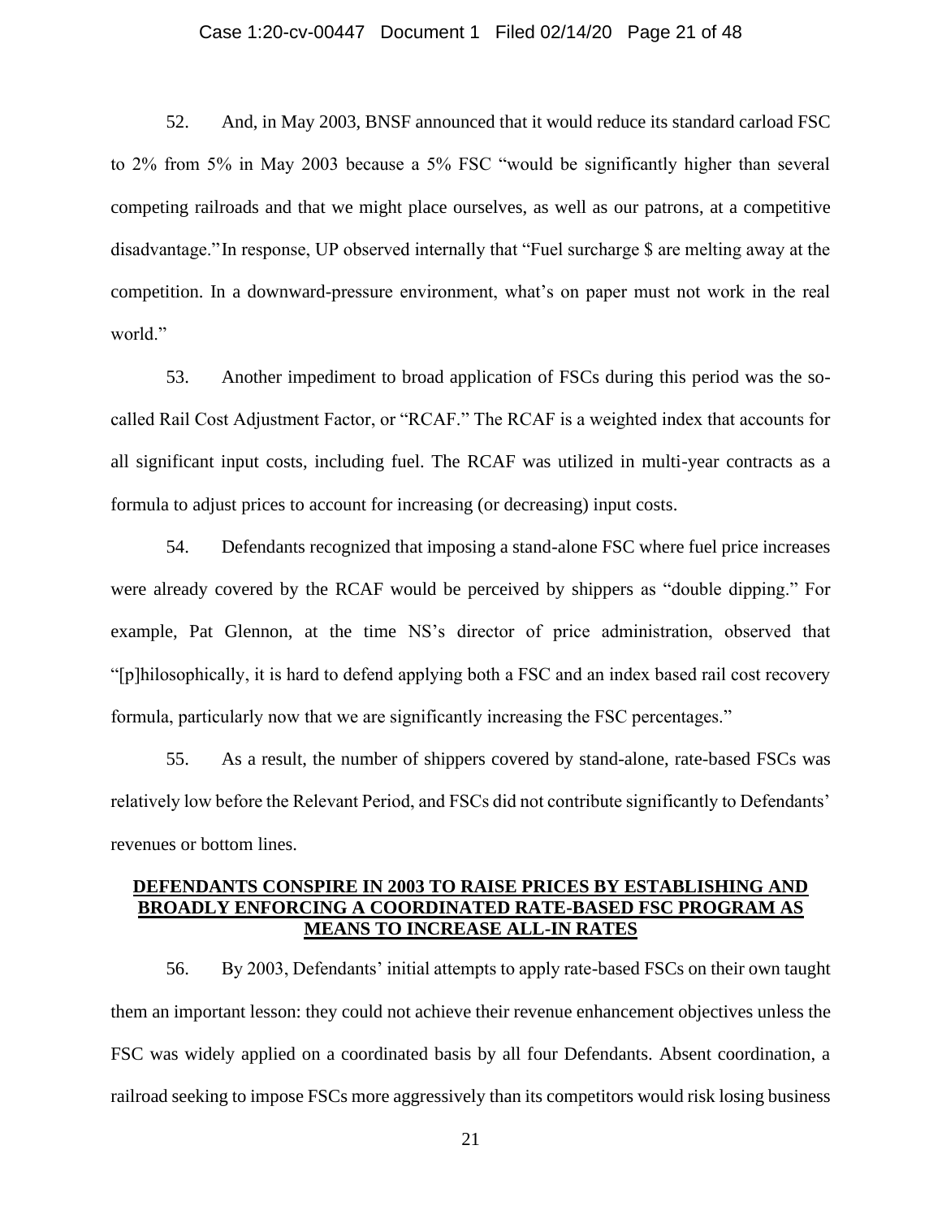52. And, in May 2003, BNSF announced that it would reduce its standard carload FSC to 2% from 5% in May 2003 because a 5% FSC "would be significantly higher than several competing railroads and that we might place ourselves, as well as our patrons, at a competitive disadvantage." In response, UP observed internally that "Fuel surcharge $ are melting away at the competition. In a downward-pressure environment, what's on paper must not work in the real world."

53. Another impediment to broad application of FSCs during this period was the so-called Rail Cost Adjustment Factor, or "RCAF." The RCAF is a weighted index that accounts for all significant input costs, including fuel. The RCAF was utilized in multi-year contracts as a formula to adjust prices to account for increasing (or decreasing) input costs.

54. Defendants recognized that imposing a stand-alone FSC where fuel price increases were already covered by the RCAF would be perceived by shippers as "double dipping." For example, Pat Glennon, at the time NS's director of price administration, observed that "[p]hilosophically, it is hard to defend applying both a FSC and an index based rail cost recovery formula, particularly now that we are significantly increasing the FSC percentages."

55. As a result, the number of shippers covered by stand-alone, rate-based FSCs was relatively low before the Relevant Period, and FSCs did not contribute significantly to Defendants' revenues or bottom lines.

## DEFENDANTS CONSPIRE IN 2003 TO RAISE PRICES BY ESTABLISHING AND BROADLY ENFORCING A COORDINATED RATE-BASED FSC PROGRAM AS MEANS TO INCREASE ALL-IN RATES

56. By 2003, Defendants' initial attempts to apply rate-based FSCs on their own taught them an important lesson: they could not achieve their revenue enhancement objectives unless the FSC was widely applied on a coordinated basis by all four Defendants. Absent coordination, a railroad seeking to impose FSCs more aggressively than its competitors would risk losing business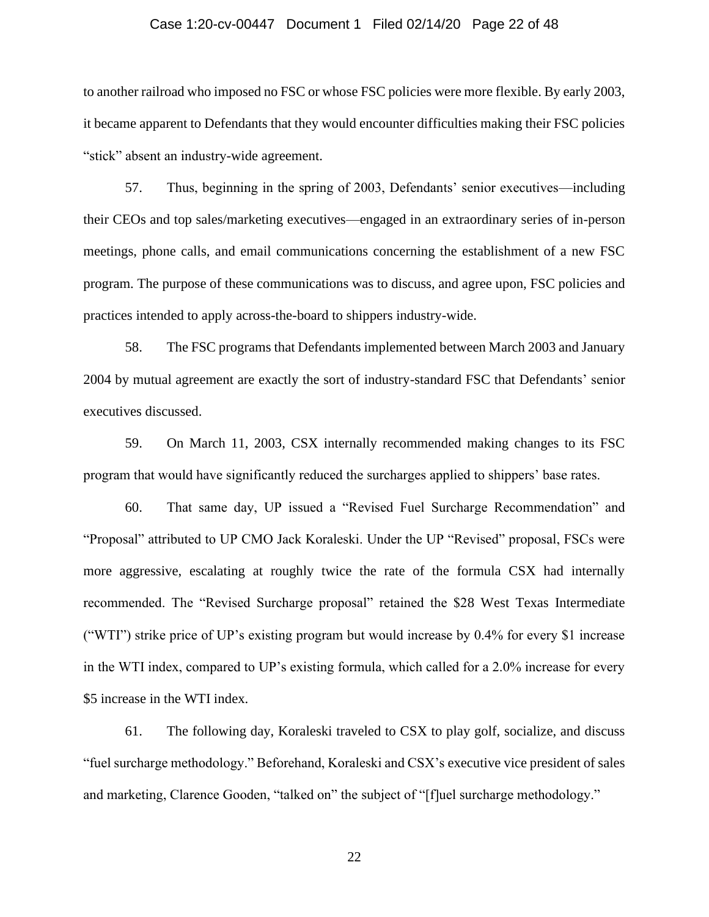to another railroad who imposed no FSC or whose FSC policies were more flexible. By early 2003, it became apparent to Defendants that they would encounter difficulties making their FSC policies "stick" absent an industry-wide agreement.

57. Thus, beginning in the spring of 2003, Defendants' senior executives—including their CEOs and top sales/marketing executives—engaged in an extraordinary series of in-person meetings, phone calls, and email communications concerning the establishment of a new FSC program. The purpose of these communications was to discuss, and agree upon, FSC policies and practices intended to apply across-the-board to shippers industry-wide.

58. The FSC programs that Defendants implemented between March 2003 and January 2004 by mutual agreement are exactly the sort of industry-standard FSC that Defendants' senior executives discussed.

59. On March 11, 2003, CSX internally recommended making changes to its FSC program that would have significantly reduced the surcharges applied to shippers' base rates.

60. That same day, UP issued a "Revised Fuel Surcharge Recommendation" and "Proposal" attributed to UP CMO Jack Koraleski. Under the UP "Revised" proposal, FSCs were more aggressive, escalating at roughly twice the rate of the formula CSX had internally recommended. The "Revised Surcharge proposal" retained the $28 West Texas Intermediate ("WTI") strike price of UP's existing program but would increase by 0.4% for every $1 increase in the WTI index, compared to UP's existing formula, which called for a 2.0% increase for every $5 increase in the WTI index.

61. The following day, Koraleski traveled to CSX to play golf, socialize, and discuss "fuel surcharge methodology." Beforehand, Koraleski and CSX's executive vice president of sales and marketing, Clarence Gooden, "talked on" the subject of "[f]uel surcharge methodology."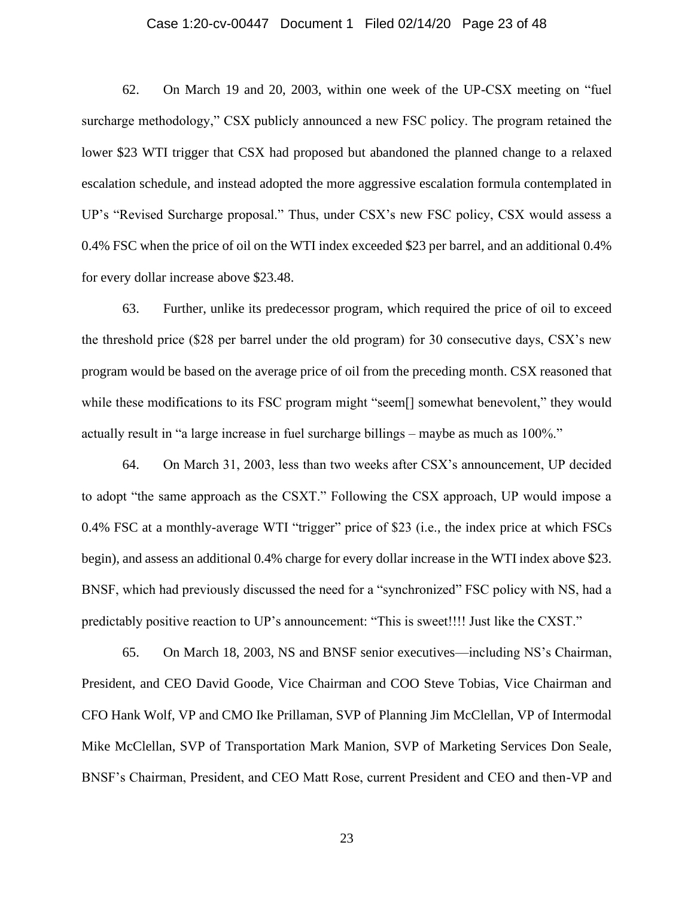62. On March 19 and 20, 2003, within one week of the UP-CSX meeting on "fuel surcharge methodology," CSX publicly announced a new FSC policy. The program retained the lower $23 WTI trigger that CSX had proposed but abandoned the planned change to a relaxed escalation schedule, and instead adopted the more aggressive escalation formula contemplated in UP's "Revised Surcharge proposal." Thus, under CSX's new FSC policy, CSX would assess a 0.4% FSC when the price of oil on the WTI index exceeded $23 per barrel, and an additional 0.4% for every dollar increase above $23.48.

63. Further, unlike its predecessor program, which required the price of oil to exceed the threshold price ($28 per barrel under the old program) for 30 consecutive days, CSX's new program would be based on the average price of oil from the preceding month. CSX reasoned that while these modifications to its FSC program might "seem[] somewhat benevolent," they would actually result in "a large increase in fuel surcharge billings – maybe as much as 100%."

64. On March 31, 2003, less than two weeks after CSX's announcement, UP decided to adopt "the same approach as the CSXT." Following the CSX approach, UP would impose a 0.4% FSC at a monthly-average WTI "trigger" price of $23 (i.e., the index price at which FSCs begin), and assess an additional 0.4% charge for every dollar increase in the WTI index above $23. BNSF, which had previously discussed the need for a "synchronized" FSC policy with NS, had a predictably positive reaction to UP's announcement: "This is sweet!!!! Just like the CXST."

65. On March 18, 2003, NS and BNSF senior executives—including NS's Chairman, President, and CEO David Goode, Vice Chairman and COO Steve Tobias, Vice Chairman and CFO Hank Wolf, VP and CMO Ike Prillaman, SVP of Planning Jim McClellan, VP of Intermodal Mike McClellan, SVP of Transportation Mark Manion, SVP of Marketing Services Don Seale, BNSF's Chairman, President, and CEO Matt Rose, current President and CEO and then-VP and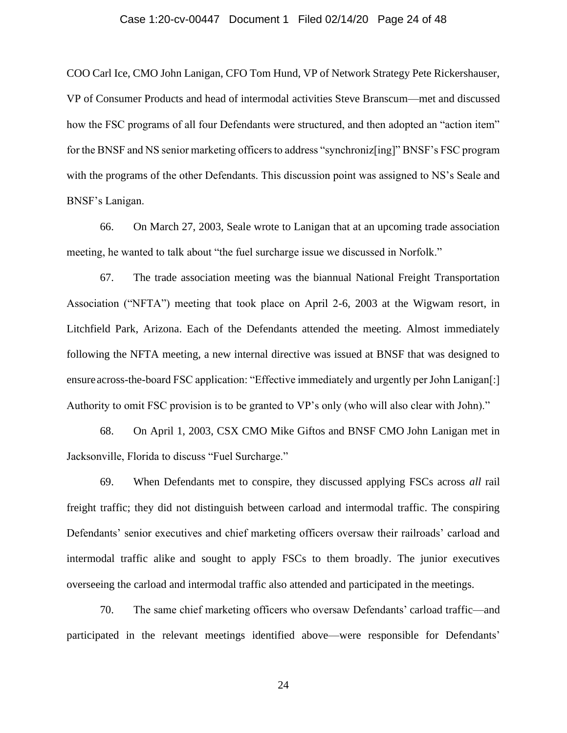COO Carl Ice, CMO John Lanigan, CFO Tom Hund, VP of Network Strategy Pete Rickershauser, VP of Consumer Products and head of intermodal activities Steve Branscum—met and discussed how the FSC programs of all four Defendants were structured, and then adopted an "action item" for the BNSF and NS senior marketing officers to address "synchroniz[ing]" BNSF's FSC program with the programs of the other Defendants. This discussion point was assigned to NS's Seale and BNSF's Lanigan.

66. On March 27, 2003, Seale wrote to Lanigan that at an upcoming trade association meeting, he wanted to talk about "the fuel surcharge issue we discussed in Norfolk."

67. The trade association meeting was the biannual National Freight Transportation Association ("NFTA") meeting that took place on April 2-6, 2003 at the Wigwam resort, in Litchfield Park, Arizona. Each of the Defendants attended the meeting. Almost immediately following the NFTA meeting, a new internal directive was issued at BNSF that was designed to ensure across-the-board FSC application: "Effective immediately and urgently per John Lanigan[:] Authority to omit FSC provision is to be granted to VP's only (who will also clear with John)."

68. On April 1, 2003, CSX CMO Mike Giftos and BNSF CMO John Lanigan met in Jacksonville, Florida to discuss "Fuel Surcharge."

69. When Defendants met to conspire, they discussed applying FSCs across *all* rail freight traffic; they did not distinguish between carload and intermodal traffic. The conspiring Defendants' senior executives and chief marketing officers oversaw their railroads' carload and intermodal traffic alike and sought to apply FSCs to them broadly. The junior executives overseeing the carload and intermodal traffic also attended and participated in the meetings.

70. The same chief marketing officers who oversaw Defendants' carload traffic—and participated in the relevant meetings identified above—were responsible for Defendants'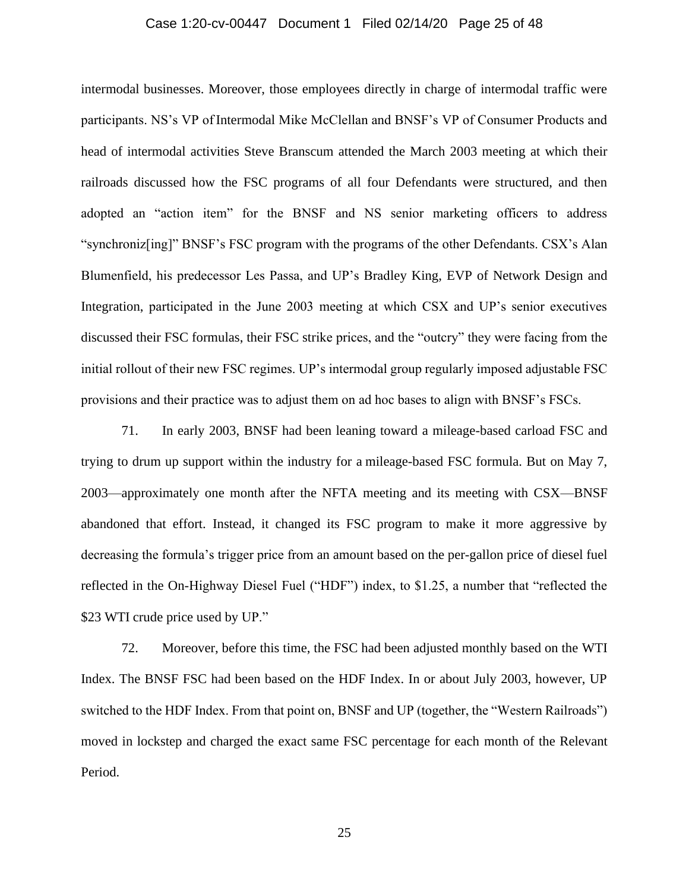intermodal businesses. Moreover, those employees directly in charge of intermodal traffic were participants. NS's VP of Intermodal Mike McClellan and BNSF's VP of Consumer Products and head of intermodal activities Steve Branscum attended the March 2003 meeting at which their railroads discussed how the FSC programs of all four Defendants were structured, and then adopted an "action item" for the BNSF and NS senior marketing officers to address "synchroniz[ing]" BNSF's FSC program with the programs of the other Defendants. CSX's Alan Blumenfield, his predecessor Les Passa, and UP's Bradley King, EVP of Network Design and Integration, participated in the June 2003 meeting at which CSX and UP's senior executives discussed their FSC formulas, their FSC strike prices, and the "outcry" they were facing from the initial rollout of their new FSC regimes. UP's intermodal group regularly imposed adjustable FSC provisions and their practice was to adjust them on ad hoc bases to align with BNSF's FSCs.

71. In early 2003, BNSF had been leaning toward a mileage-based carload FSC and trying to drum up support within the industry for a mileage-based FSC formula. But on May 7, 2003—approximately one month after the NFTA meeting and its meeting with CSX—BNSF abandoned that effort. Instead, it changed its FSC program to make it more aggressive by decreasing the formula's trigger price from an amount based on the per-gallon price of diesel fuel reflected in the On-Highway Diesel Fuel ("HDF") index, to $1.25, a number that "reflected the $23 WTI crude price used by UP."

72. Moreover, before this time, the FSC had been adjusted monthly based on the WTI Index. The BNSF FSC had been based on the HDF Index. In or about July 2003, however, UP switched to the HDF Index. From that point on, BNSF and UP (together, the "Western Railroads") moved in lockstep and charged the exact same FSC percentage for each month of the Relevant Period.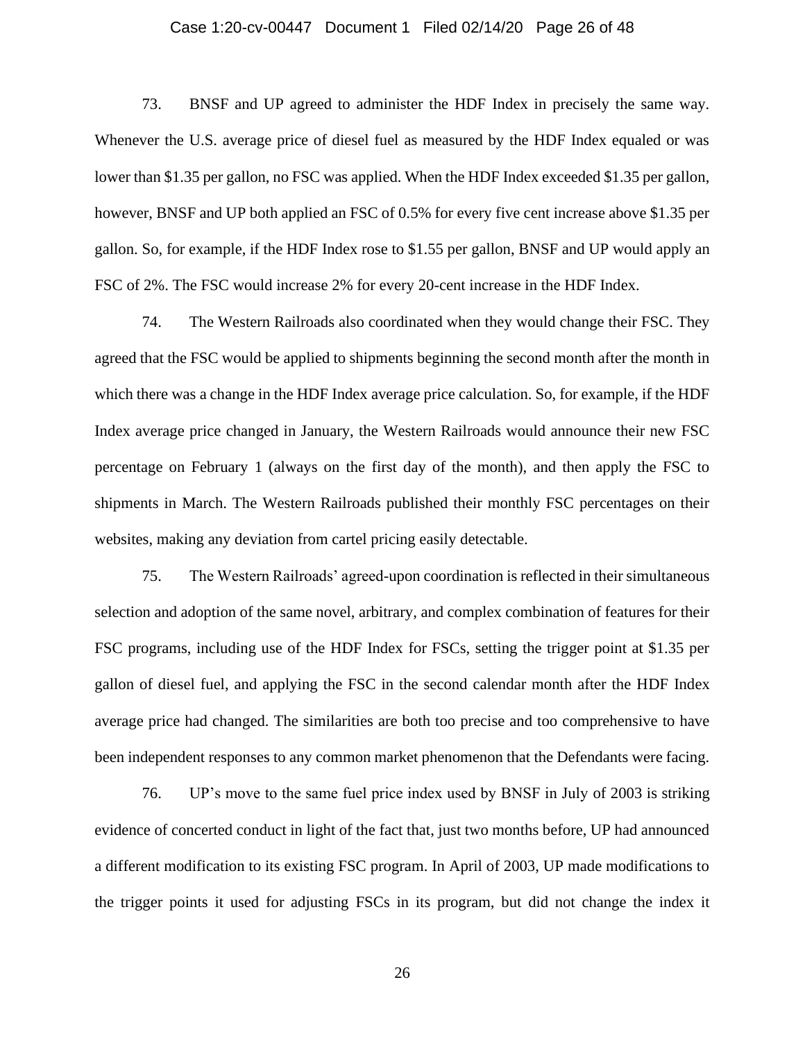73. BNSF and UP agreed to administer the HDF Index in precisely the same way. Whenever the U.S. average price of diesel fuel as measured by the HDF Index equaled or was lower than $1.35 per gallon, no FSC was applied. When the HDF Index exceeded $1.35 per gallon, however, BNSF and UP both applied an FSC of 0.5% for every five cent increase above $1.35 per gallon. So, for example, if the HDF Index rose to $1.55 per gallon, BNSF and UP would apply an FSC of 2%. The FSC would increase 2% for every 20-cent increase in the HDF Index.

74. The Western Railroads also coordinated when they would change their FSC. They agreed that the FSC would be applied to shipments beginning the second month after the month in which there was a change in the HDF Index average price calculation. So, for example, if the HDF Index average price changed in January, the Western Railroads would announce their new FSC percentage on February 1 (always on the first day of the month), and then apply the FSC to shipments in March. The Western Railroads published their monthly FSC percentages on their websites, making any deviation from cartel pricing easily detectable.

75. The Western Railroads' agreed-upon coordination is reflected in their simultaneous selection and adoption of the same novel, arbitrary, and complex combination of features for their FSC programs, including use of the HDF Index for FSCs, setting the trigger point at $1.35 per gallon of diesel fuel, and applying the FSC in the second calendar month after the HDF Index average price had changed. The similarities are both too precise and too comprehensive to have been independent responses to any common market phenomenon that the Defendants were facing.

76. UP's move to the same fuel price index used by BNSF in July of 2003 is striking evidence of concerted conduct in light of the fact that, just two months before, UP had announced a different modification to its existing FSC program. In April of 2003, UP made modifications to the trigger points it used for adjusting FSCs in its program, but did not change the index it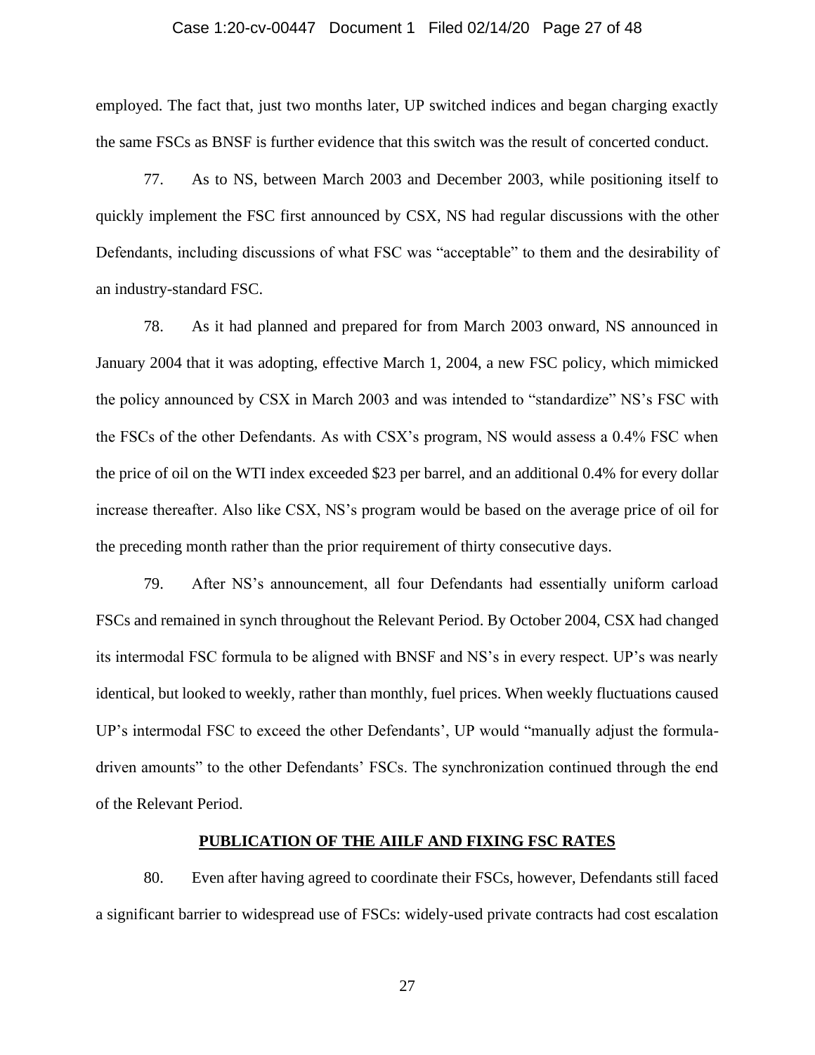employed. The fact that, just two months later, UP switched indices and began charging exactly the same FSCs as BNSF is further evidence that this switch was the result of concerted conduct.

77. As to NS, between March 2003 and December 2003, while positioning itself to quickly implement the FSC first announced by CSX, NS had regular discussions with the other Defendants, including discussions of what FSC was "acceptable" to them and the desirability of an industry-standard FSC.

78. As it had planned and prepared for from March 2003 onward, NS announced in January 2004 that it was adopting, effective March 1, 2004, a new FSC policy, which mimicked the policy announced by CSX in March 2003 and was intended to "standardize" NS's FSC with the FSCs of the other Defendants. As with CSX's program, NS would assess a 0.4% FSC when the price of oil on the WTI index exceeded $23 per barrel, and an additional 0.4% for every dollar increase thereafter. Also like CSX, NS's program would be based on the average price of oil for the preceding month rather than the prior requirement of thirty consecutive days.

79. After NS's announcement, all four Defendants had essentially uniform carload FSCs and remained in synch throughout the Relevant Period. By October 2004, CSX had changed its intermodal FSC formula to be aligned with BNSF and NS's in every respect. UP's was nearly identical, but looked to weekly, rather than monthly, fuel prices. When weekly fluctuations caused UP's intermodal FSC to exceed the other Defendants', UP would "manually adjust the formula-driven amounts" to the other Defendants' FSCs. The synchronization continued through the end of the Relevant Period.

## PUBLICATION OF THE AIILF AND FIXING FSC RATES

80. Even after having agreed to coordinate their FSCs, however, Defendants still faced a significant barrier to widespread use of FSCs: widely-used private contracts had cost escalation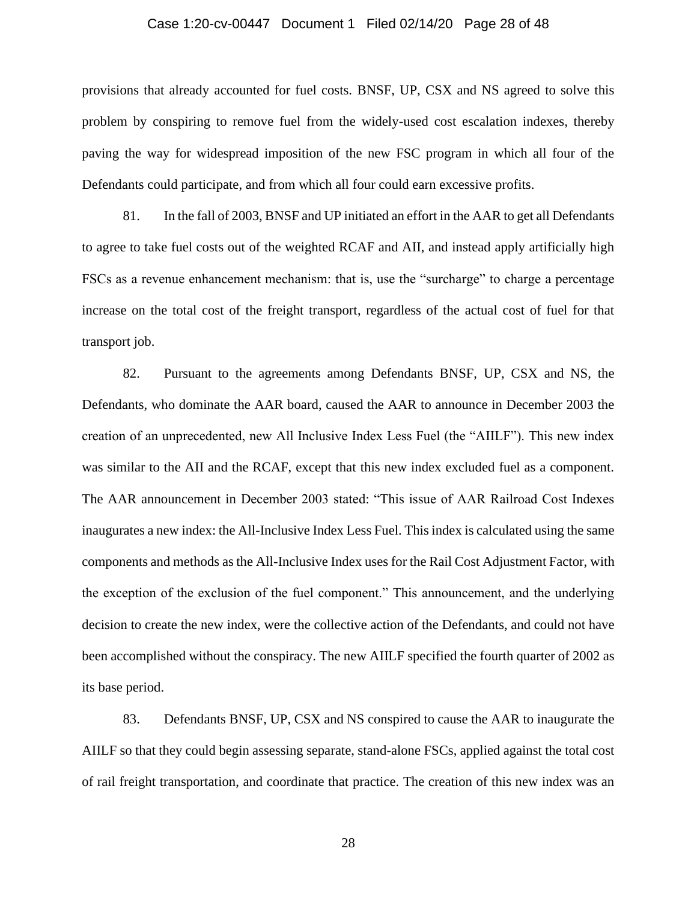provisions that already accounted for fuel costs. BNSF, UP, CSX and NS agreed to solve this problem by conspiring to remove fuel from the widely-used cost escalation indexes, thereby paving the way for widespread imposition of the new FSC program in which all four of the Defendants could participate, and from which all four could earn excessive profits.

81. In the fall of 2003, BNSF and UP initiated an effort in the AAR to get all Defendants to agree to take fuel costs out of the weighted RCAF and AII, and instead apply artificially high FSCs as a revenue enhancement mechanism: that is, use the "surcharge" to charge a percentage increase on the total cost of the freight transport, regardless of the actual cost of fuel for that transport job.

82. Pursuant to the agreements among Defendants BNSF, UP, CSX and NS, the Defendants, who dominate the AAR board, caused the AAR to announce in December 2003 the creation of an unprecedented, new All Inclusive Index Less Fuel (the "AIILF"). This new index was similar to the AII and the RCAF, except that this new index excluded fuel as a component. The AAR announcement in December 2003 stated: "This issue of AAR Railroad Cost Indexes inaugurates a new index: the All-Inclusive Index Less Fuel. This index is calculated using the same components and methods as the All-Inclusive Index uses for the Rail Cost Adjustment Factor, with the exception of the exclusion of the fuel component." This announcement, and the underlying decision to create the new index, were the collective action of the Defendants, and could not have been accomplished without the conspiracy. The new AIILF specified the fourth quarter of 2002 as its base period.

83. Defendants BNSF, UP, CSX and NS conspired to cause the AAR to inaugurate the AIILF so that they could begin assessing separate, stand-alone FSCs, applied against the total cost of rail freight transportation, and coordinate that practice. The creation of this new index was an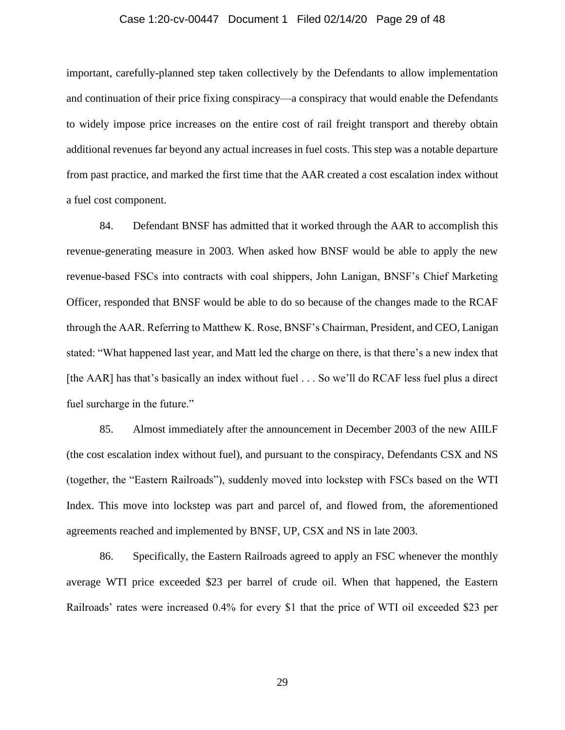important, carefully-planned step taken collectively by the Defendants to allow implementation and continuation of their price fixing conspiracy—a conspiracy that would enable the Defendants to widely impose price increases on the entire cost of rail freight transport and thereby obtain additional revenues far beyond any actual increases in fuel costs. This step was a notable departure from past practice, and marked the first time that the AAR created a cost escalation index without a fuel cost component.

84. Defendant BNSF has admitted that it worked through the AAR to accomplish this revenue-generating measure in 2003. When asked how BNSF would be able to apply the new revenue-based FSCs into contracts with coal shippers, John Lanigan, BNSF's Chief Marketing Officer, responded that BNSF would be able to do so because of the changes made to the RCAF through the AAR. Referring to Matthew K. Rose, BNSF's Chairman, President, and CEO, Lanigan stated: "What happened last year, and Matt led the charge on there, is that there's a new index that [the AAR] has that's basically an index without fuel . . . So we'll do RCAF less fuel plus a direct fuel surcharge in the future."

85. Almost immediately after the announcement in December 2003 of the new AIILF (the cost escalation index without fuel), and pursuant to the conspiracy, Defendants CSX and NS (together, the "Eastern Railroads"), suddenly moved into lockstep with FSCs based on the WTI Index. This move into lockstep was part and parcel of, and flowed from, the aforementioned agreements reached and implemented by BNSF, UP, CSX and NS in late 2003.

86. Specifically, the Eastern Railroads agreed to apply an FSC whenever the monthly average WTI price exceeded $23 per barrel of crude oil. When that happened, the Eastern Railroads' rates were increased 0.4% for every $1 that the price of WTI oil exceeded $23 per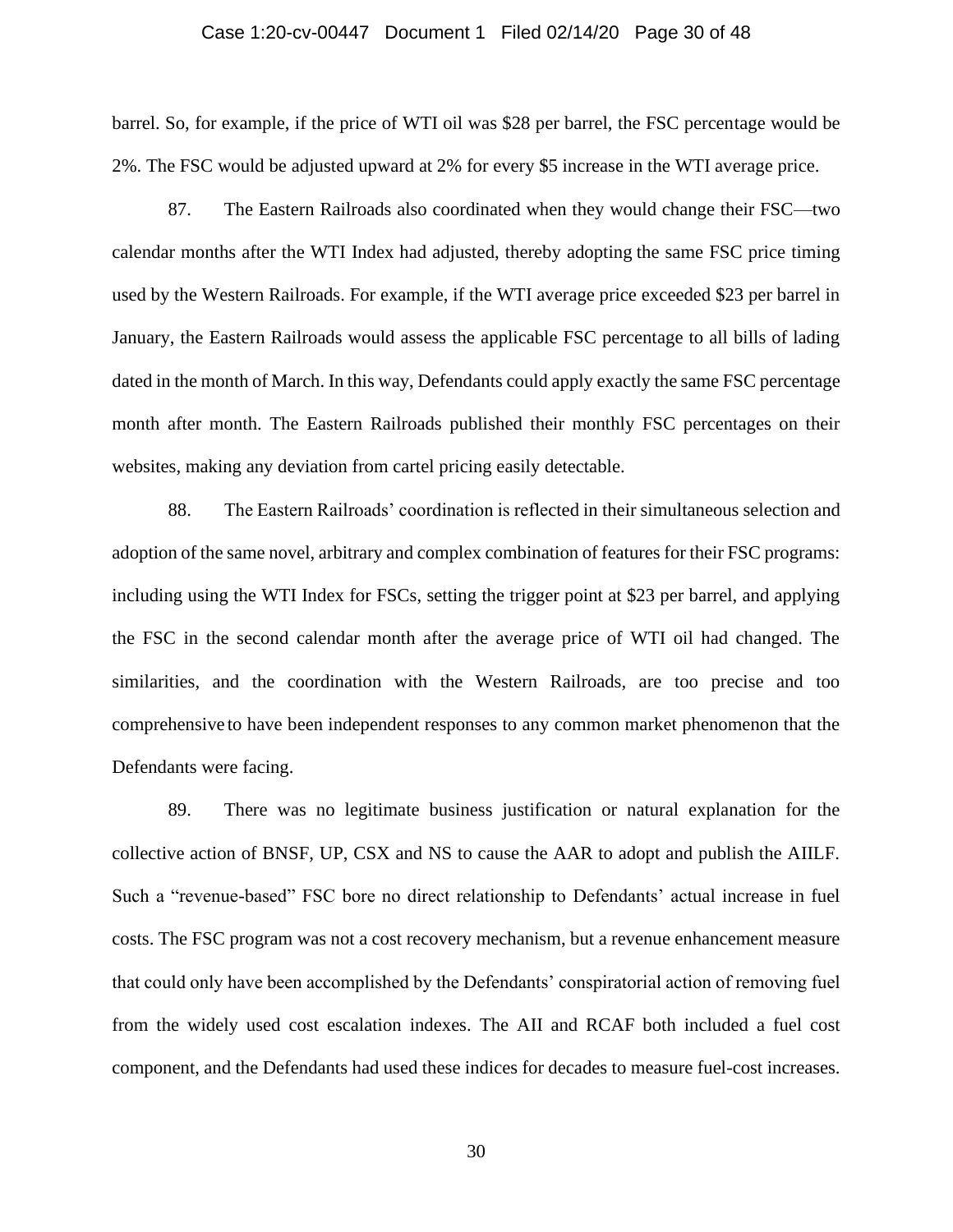barrel. So, for example, if the price of WTI oil was $28 per barrel, the FSC percentage would be 2%. The FSC would be adjusted upward at 2% for every $5 increase in the WTI average price.

87. The Eastern Railroads also coordinated when they would change their FSC—two calendar months after the WTI Index had adjusted, thereby adopting the same FSC price timing used by the Western Railroads. For example, if the WTI average price exceeded $23 per barrel in January, the Eastern Railroads would assess the applicable FSC percentage to all bills of lading dated in the month of March. In this way, Defendants could apply exactly the same FSC percentage month after month. The Eastern Railroads published their monthly FSC percentages on their websites, making any deviation from cartel pricing easily detectable.

88. The Eastern Railroads' coordination is reflected in their simultaneous selection and adoption of the same novel, arbitrary and complex combination of features for their FSC programs: including using the WTI Index for FSCs, setting the trigger point at $23 per barrel, and applying the FSC in the second calendar month after the average price of WTI oil had changed. The similarities, and the coordination with the Western Railroads, are too precise and too comprehensive to have been independent responses to any common market phenomenon that the Defendants were facing.

89. There was no legitimate business justification or natural explanation for the collective action of BNSF, UP, CSX and NS to cause the AAR to adopt and publish the AIILF. Such a "revenue-based" FSC bore no direct relationship to Defendants' actual increase in fuel costs. The FSC program was not a cost recovery mechanism, but a revenue enhancement measure that could only have been accomplished by the Defendants' conspiratorial action of removing fuel from the widely used cost escalation indexes. The AII and RCAF both included a fuel cost component, and the Defendants had used these indices for decades to measure fuel-cost increases.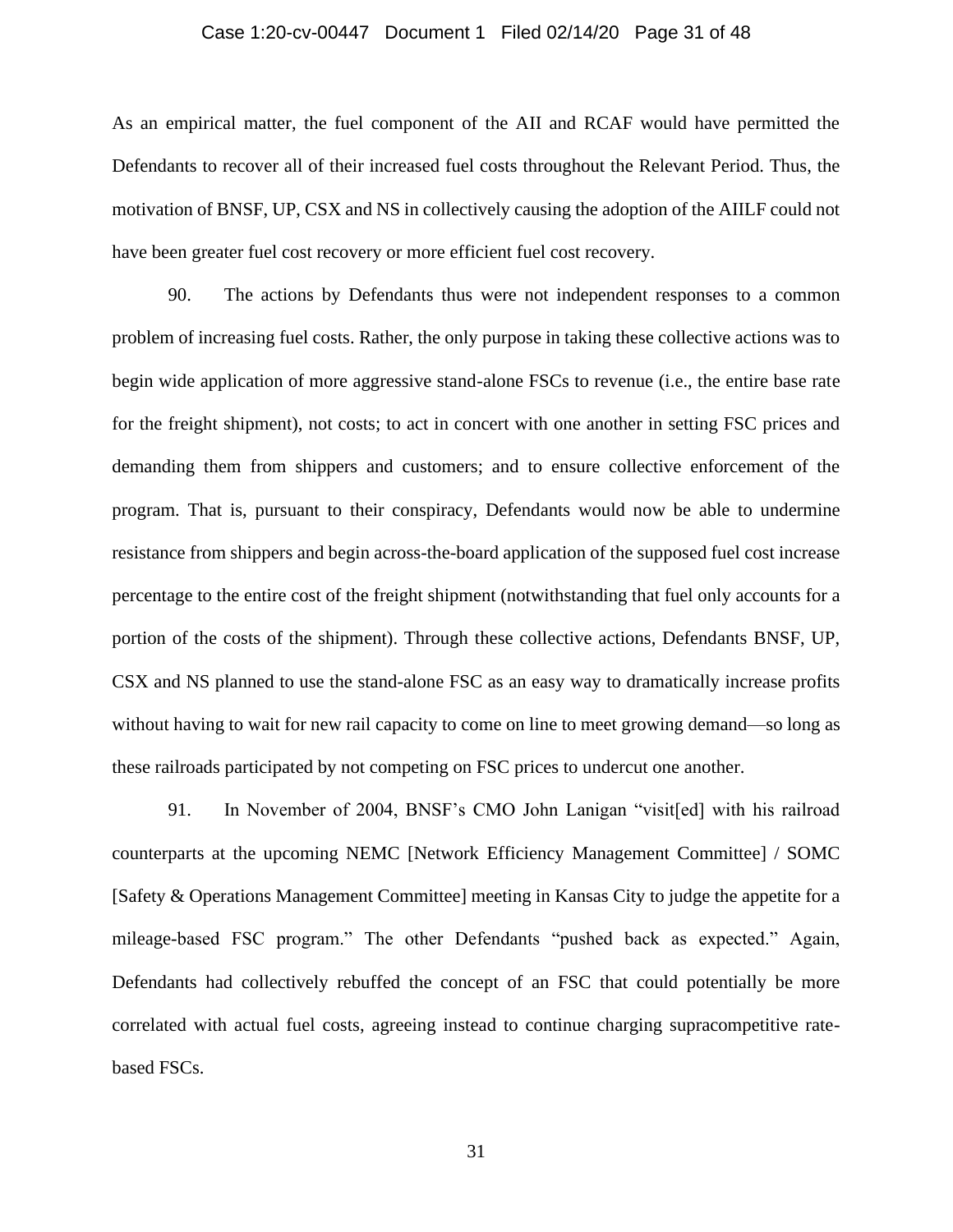As an empirical matter, the fuel component of the AII and RCAF would have permitted the Defendants to recover all of their increased fuel costs throughout the Relevant Period. Thus, the motivation of BNSF, UP, CSX and NS in collectively causing the adoption of the AIILF could not have been greater fuel cost recovery or more efficient fuel cost recovery.

90. The actions by Defendants thus were not independent responses to a common problem of increasing fuel costs. Rather, the only purpose in taking these collective actions was to begin wide application of more aggressive stand-alone FSCs to revenue (i.e., the entire base rate for the freight shipment), not costs; to act in concert with one another in setting FSC prices and demanding them from shippers and customers; and to ensure collective enforcement of the program. That is, pursuant to their conspiracy, Defendants would now be able to undermine resistance from shippers and begin across-the-board application of the supposed fuel cost increase percentage to the entire cost of the freight shipment (notwithstanding that fuel only accounts for a portion of the costs of the shipment). Through these collective actions, Defendants BNSF, UP, CSX and NS planned to use the stand-alone FSC as an easy way to dramatically increase profits without having to wait for new rail capacity to come on line to meet growing demand—so long as these railroads participated by not competing on FSC prices to undercut one another.

91. In November of 2004, BNSF's CMO John Lanigan "visit[ed] with his railroad counterparts at the upcoming NEMC [Network Efficiency Management Committee] / SOMC [Safety & Operations Management Committee] meeting in Kansas City to judge the appetite for a mileage-based FSC program." The other Defendants "pushed back as expected." Again, Defendants had collectively rebuffed the concept of an FSC that could potentially be more correlated with actual fuel costs, agreeing instead to continue charging supracompetitive rate-based FSCs.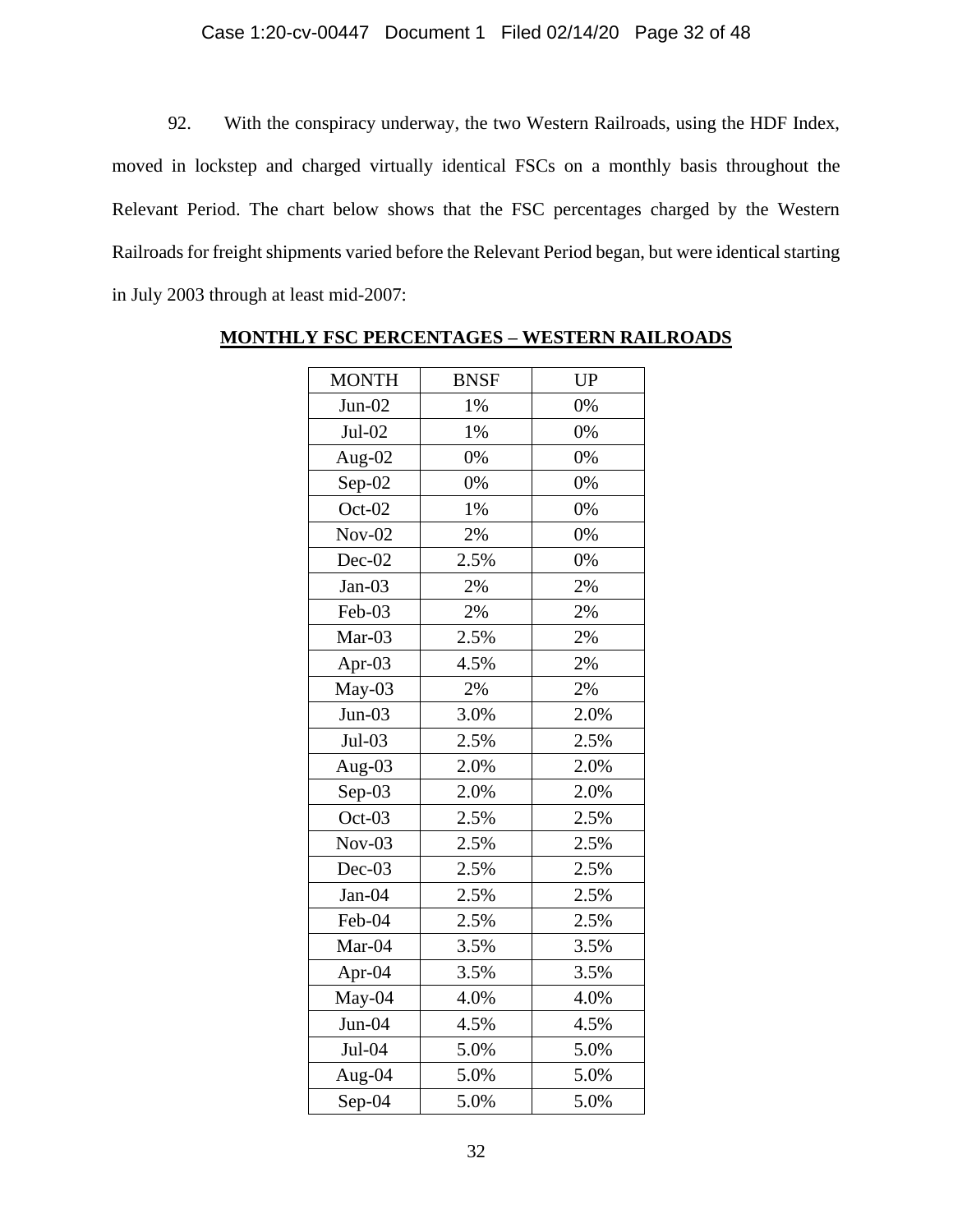92. With the conspiracy underway, the two Western Railroads, using the HDF Index, moved in lockstep and charged virtually identical FSCs on a monthly basis throughout the Relevant Period. The chart below shows that the FSC percentages charged by the Western Railroads for freight shipments varied before the Relevant Period began, but were identical starting in July 2003 through at least mid-2007:

**MONTHLY FSC PERCENTAGES – WESTERN RAILROADS**

| MONTH | BNSF | UP |
|---|---|---|
| Jun-02 | 1% | 0% |
| Jul-02 | 1% | 0% |
| Aug-02 | 0% | 0% |
| Sep-02 | 0% | 0% |
| Oct-02 | 1% | 0% |
| Nov-02 | 2% | 0% |
| Dec-02 | 2.5% | 0% |
| Jan-03 | 2% | 2% |
| Feb-03 | 2% | 2% |
| Mar-03 | 2.5% | 2% |
| Apr-03 | 4.5% | 2% |
| May-03 | 2% | 2% |
| Jun-03 | 3.0% | 2.0% |
| Jul-03 | 2.5% | 2.5% |
| Aug-03 | 2.0% | 2.0% |
| Sep-03 | 2.0% | 2.0% |
| Oct-03 | 2.5% | 2.5% |
| Nov-03 | 2.5% | 2.5% |
| Dec-03 | 2.5% | 2.5% |
| Jan-04 | 2.5% | 2.5% |
| Feb-04 | 2.5% | 2.5% |
| Mar-04 | 3.5% | 3.5% |
| Apr-04 | 3.5% | 3.5% |
| May-04 | 4.0% | 4.0% |
| Jun-04 | 4.5% | 4.5% |
| Jul-04 | 5.0% | 5.0% |
| Aug-04 | 5.0% | 5.0% |
| Sep-04 | 5.0% | 5.0% |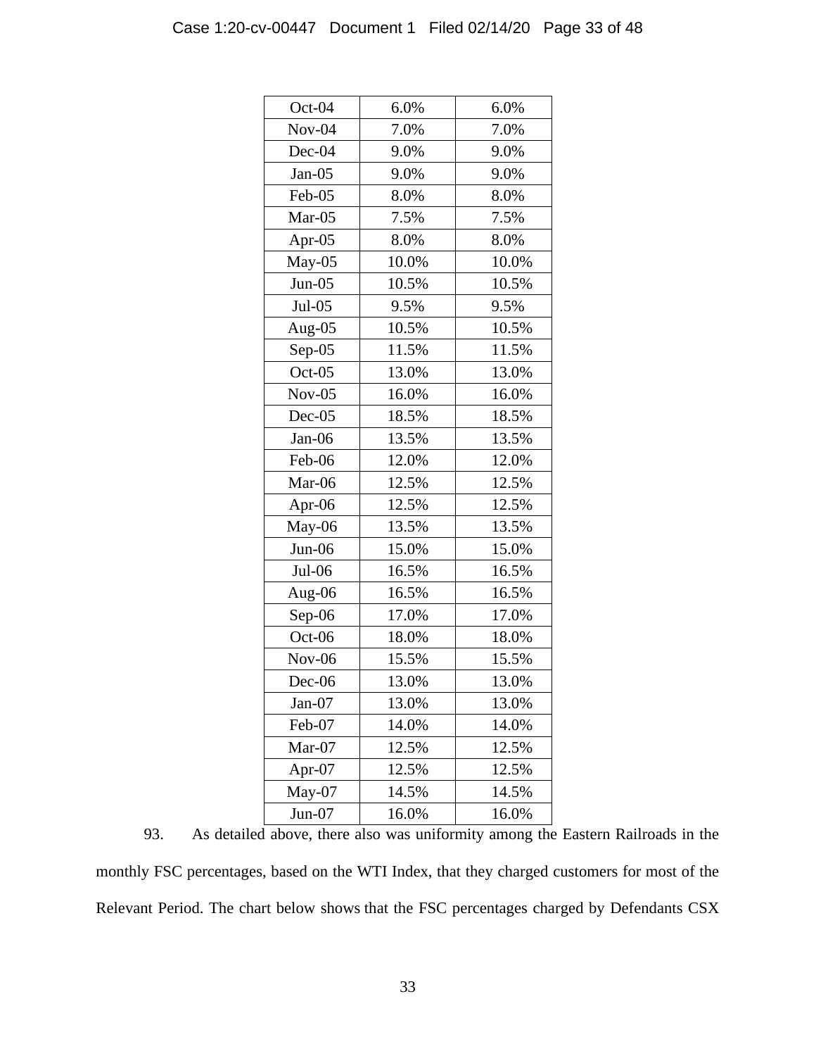| | | |
|---|---|---|
| Oct-04 | 6.0% | 6.0% |
| Nov-04 | 7.0% | 7.0% |
| Dec-04 | 9.0% | 9.0% |
| Jan-05 | 9.0% | 9.0% |
| Feb-05 | 8.0% | 8.0% |
| Mar-05 | 7.5% | 7.5% |
| Apr-05 | 8.0% | 8.0% |
| May-05 | 10.0% | 10.0% |
| Jun-05 | 10.5% | 10.5% |
| Jul-05 | 9.5% | 9.5% |
| Aug-05 | 10.5% | 10.5% |
| Sep-05 | 11.5% | 11.5% |
| Oct-05 | 13.0% | 13.0% |
| Nov-05 | 16.0% | 16.0% |
| Dec-05 | 18.5% | 18.5% |
| Jan-06 | 13.5% | 13.5% |
| Feb-06 | 12.0% | 12.0% |
| Mar-06 | 12.5% | 12.5% |
| Apr-06 | 12.5% | 12.5% |
| May-06 | 13.5% | 13.5% |
| Jun-06 | 15.0% | 15.0% |
| Jul-06 | 16.5% | 16.5% |
| Aug-06 | 16.5% | 16.5% |
| Sep-06 | 17.0% | 17.0% |
| Oct-06 | 18.0% | 18.0% |
| Nov-06 | 15.5% | 15.5% |
| Dec-06 | 13.0% | 13.0% |
| Jan-07 | 13.0% | 13.0% |
| Feb-07 | 14.0% | 14.0% |
| Mar-07 | 12.5% | 12.5% |
| Apr-07 | 12.5% | 12.5% |
| May-07 | 14.5% | 14.5% |
| Jun-07 | 16.0% | 16.0% |

93. As detailed above, there also was uniformity among the Eastern Railroads in the monthly FSC percentages, based on the WTI Index, that they charged customers for most of the Relevant Period. The chart below shows that the FSC percentages charged by Defendants CSX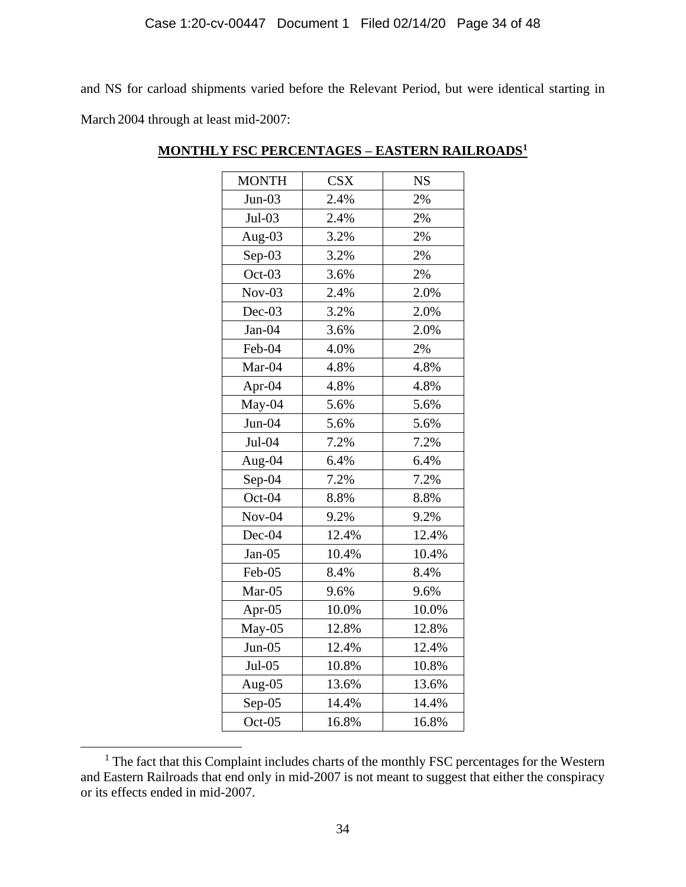and NS for carload shipments varied before the Relevant Period, but were identical starting in March 2004 through at least mid-2007:

**MONTHLY FSC PERCENTAGES – EASTERN RAILROADS[1]**

| MONTH | CSX | NS |
|---|---|---|
| Jun-03 | 2.4% | 2% |
| Jul-03 | 2.4% | 2% |
| Aug-03 | 3.2% | 2% |
| Sep-03 | 3.2% | 2% |
| Oct-03 | 3.6% | 2% |
| Nov-03 | 2.4% | 2.0% |
| Dec-03 | 3.2% | 2.0% |
| Jan-04 | 3.6% | 2.0% |
| Feb-04 | 4.0% | 2% |
| Mar-04 | 4.8% | 4.8% |
| Apr-04 | 4.8% | 4.8% |
| May-04 | 5.6% | 5.6% |
| Jun-04 | 5.6% | 5.6% |
| Jul-04 | 7.2% | 7.2% |
| Aug-04 | 6.4% | 6.4% |
| Sep-04 | 7.2% | 7.2% |
| Oct-04 | 8.8% | 8.8% |
| Nov-04 | 9.2% | 9.2% |
| Dec-04 | 12.4% | 12.4% |
| Jan-05 | 10.4% | 10.4% |
| Feb-05 | 8.4% | 8.4% |
| Mar-05 | 9.6% | 9.6% |
| Apr-05 | 10.0% | 10.0% |
| May-05 | 12.8% | 12.8% |
| Jun-05 | 12.4% | 12.4% |
| Jul-05 | 10.8% | 10.8% |
| Aug-05 | 13.6% | 13.6% |
| Sep-05 | 14.4% | 14.4% |
| Oct-05 | 16.8% | 16.8% |

[1] The fact that this Complaint includes charts of the monthly FSC percentages for the Western and Eastern Railroads that end only in mid-2007 is not meant to suggest that either the conspiracy or its effects ended in mid-2007.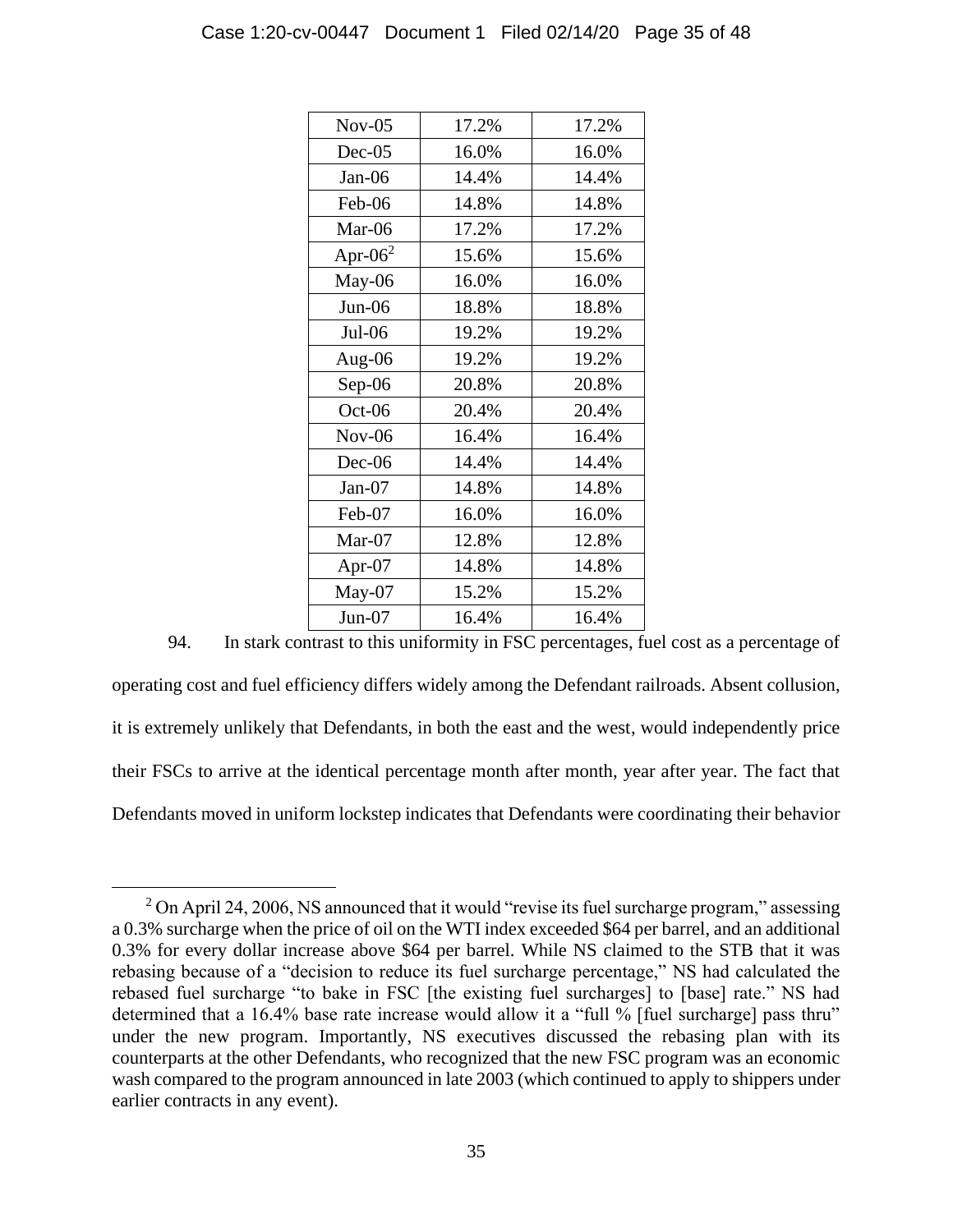| Nov-05 | 17.2% | 17.2% |
|---|---|---|
| Dec-05 | 16.0% | 16.0% |
| Jan-06 | 14.4% | 14.4% |
| Feb-06 | 14.8% | 14.8% |
| Mar-06 | 17.2% | 17.2% |
| Apr-06[2] | 15.6% | 15.6% |
| May-06 | 16.0% | 16.0% |
| Jun-06 | 18.8% | 18.8% |
| Jul-06 | 19.2% | 19.2% |
| Aug-06 | 19.2% | 19.2% |
| Sep-06 | 20.8% | 20.8% |
| Oct-06 | 20.4% | 20.4% |
| Nov-06 | 16.4% | 16.4% |
| Dec-06 | 14.4% | 14.4% |
| Jan-07 | 14.8% | 14.8% |
| Feb-07 | 16.0% | 16.0% |
| Mar-07 | 12.8% | 12.8% |
| Apr-07 | 14.8% | 14.8% |
| May-07 | 15.2% | 15.2% |
| Jun-07 | 16.4% | 16.4% |

94. In stark contrast to this uniformity in FSC percentages, fuel cost as a percentage of operating cost and fuel efficiency differs widely among the Defendant railroads. Absent collusion, it is extremely unlikely that Defendants, in both the east and the west, would independently price their FSCs to arrive at the identical percentage month after month, year after year. The fact that Defendants moved in uniform lockstep indicates that Defendants were coordinating their behavior

[2] On April 24, 2006, NS announced that it would "revise its fuel surcharge program," assessing a 0.3% surcharge when the price of oil on the WTI index exceeded $64 per barrel, and an additional 0.3% for every dollar increase above $64 per barrel. While NS claimed to the STB that it was rebasing because of a "decision to reduce its fuel surcharge percentage," NS had calculated the rebased fuel surcharge "to bake in FSC [the existing fuel surcharges] to [base] rate." NS had determined that a 16.4% base rate increase would allow it a "full % [fuel surcharge] pass thru" under the new program. Importantly, NS executives discussed the rebasing plan with its counterparts at the other Defendants, who recognized that the new FSC program was an economic wash compared to the program announced in late 2003 (which continued to apply to shippers under earlier contracts in any event).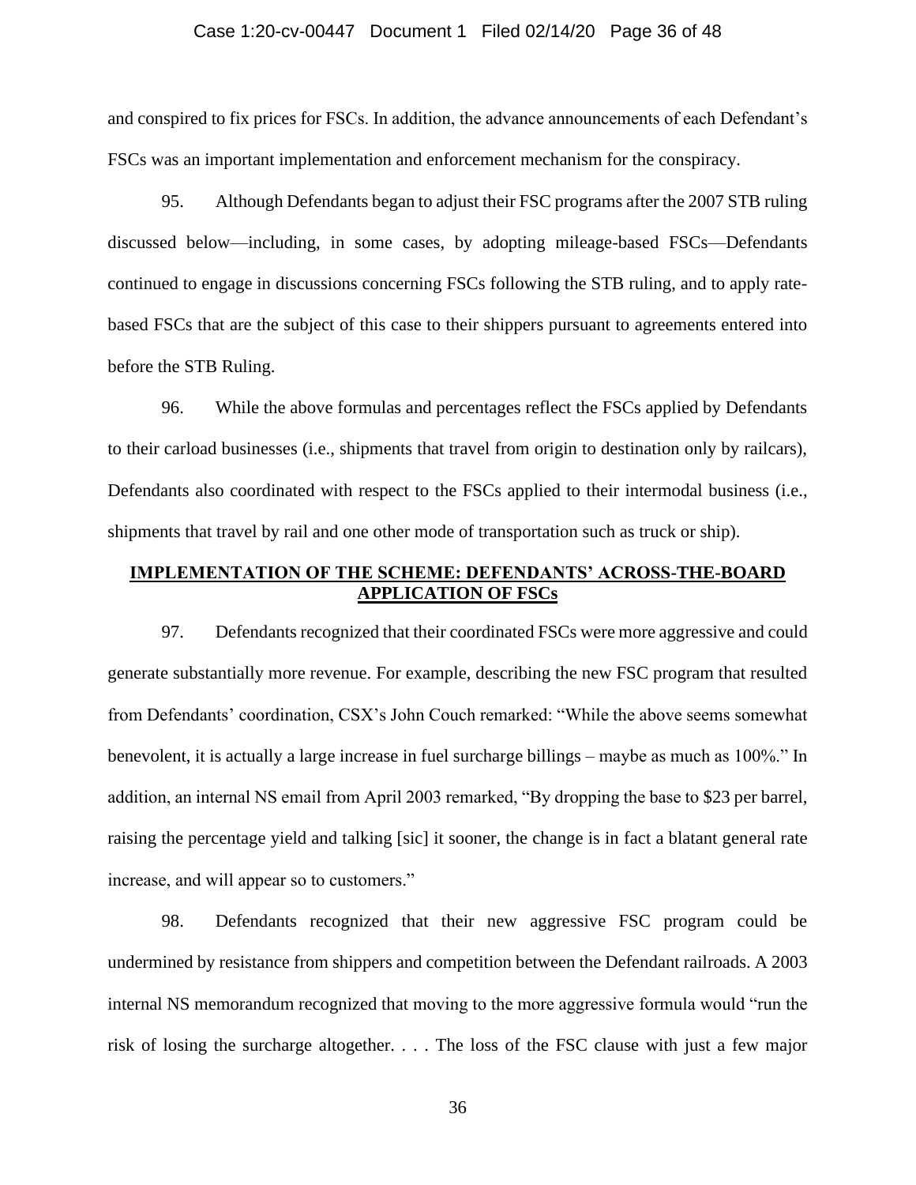and conspired to fix prices for FSCs. In addition, the advance announcements of each Defendant's FSCs was an important implementation and enforcement mechanism for the conspiracy.

95. Although Defendants began to adjust their FSC programs after the 2007 STB ruling discussed below—including, in some cases, by adopting mileage-based FSCs—Defendants continued to engage in discussions concerning FSCs following the STB ruling, and to apply rate-based FSCs that are the subject of this case to their shippers pursuant to agreements entered into before the STB Ruling.

96. While the above formulas and percentages reflect the FSCs applied by Defendants to their carload businesses (i.e., shipments that travel from origin to destination only by railcars), Defendants also coordinated with respect to the FSCs applied to their intermodal business (i.e., shipments that travel by rail and one other mode of transportation such as truck or ship).

## IMPLEMENTATION OF THE SCHEME: DEFENDANTS' ACROSS-THE-BOARD APPLICATION OF FSCs

97. Defendants recognized that their coordinated FSCs were more aggressive and could generate substantially more revenue. For example, describing the new FSC program that resulted from Defendants' coordination, CSX's John Couch remarked: "While the above seems somewhat benevolent, it is actually a large increase in fuel surcharge billings – maybe as much as 100%." In addition, an internal NS email from April 2003 remarked, "By dropping the base to $23 per barrel, raising the percentage yield and talking [sic] it sooner, the change is in fact a blatant general rate increase, and will appear so to customers."

98. Defendants recognized that their new aggressive FSC program could be undermined by resistance from shippers and competition between the Defendant railroads. A 2003 internal NS memorandum recognized that moving to the more aggressive formula would "run the risk of losing the surcharge altogether. . . . The loss of the FSC clause with just a few major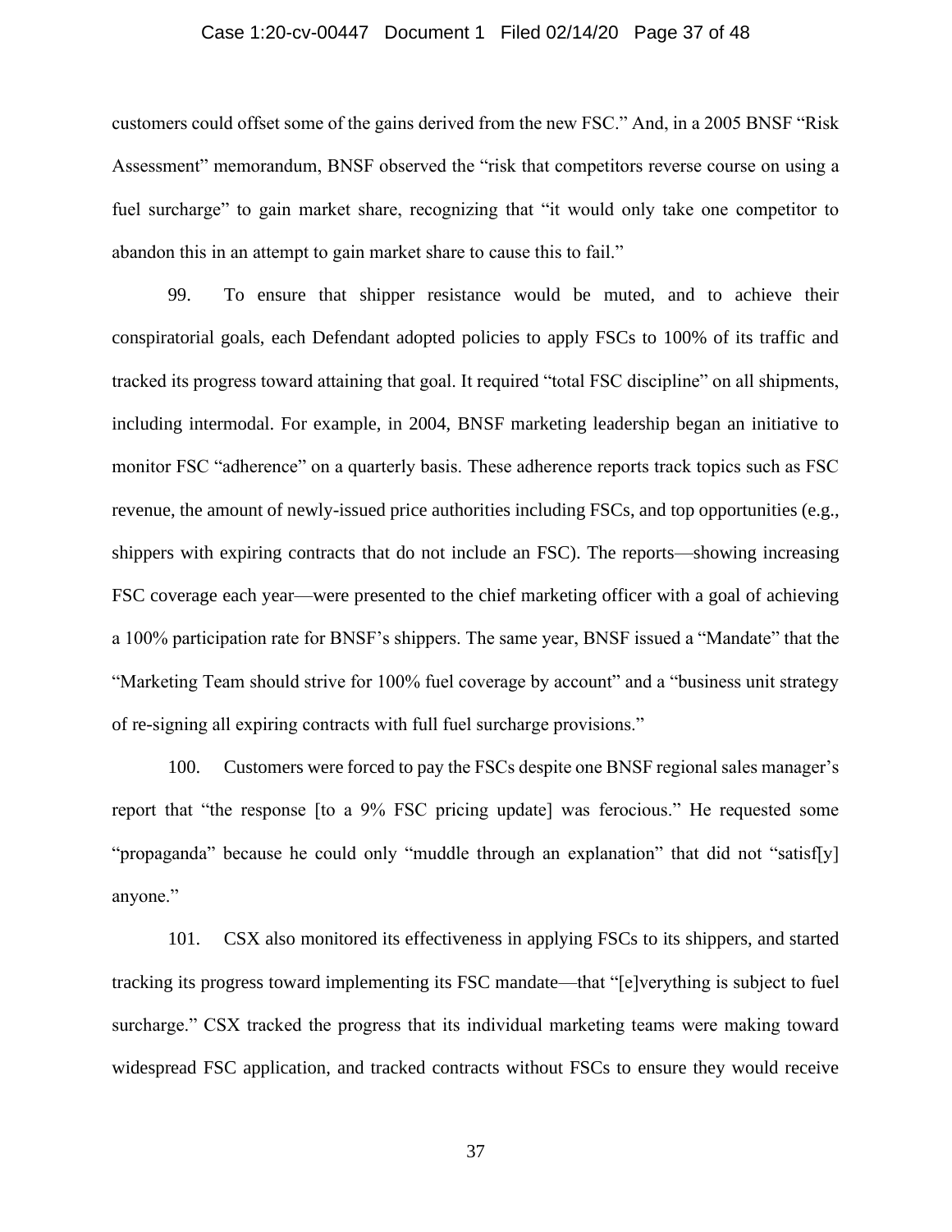customers could offset some of the gains derived from the new FSC." And, in a 2005 BNSF "Risk Assessment" memorandum, BNSF observed the "risk that competitors reverse course on using a fuel surcharge" to gain market share, recognizing that "it would only take one competitor to abandon this in an attempt to gain market share to cause this to fail."

99. To ensure that shipper resistance would be muted, and to achieve their conspiratorial goals, each Defendant adopted policies to apply FSCs to 100% of its traffic and tracked its progress toward attaining that goal. It required "total FSC discipline" on all shipments, including intermodal. For example, in 2004, BNSF marketing leadership began an initiative to monitor FSC "adherence" on a quarterly basis. These adherence reports track topics such as FSC revenue, the amount of newly-issued price authorities including FSCs, and top opportunities (e.g., shippers with expiring contracts that do not include an FSC). The reports—showing increasing FSC coverage each year—were presented to the chief marketing officer with a goal of achieving a 100% participation rate for BNSF's shippers. The same year, BNSF issued a "Mandate" that the "Marketing Team should strive for 100% fuel coverage by account" and a "business unit strategy of re-signing all expiring contracts with full fuel surcharge provisions."

100. Customers were forced to pay the FSCs despite one BNSF regional sales manager's report that "the response [to a 9% FSC pricing update] was ferocious." He requested some "propaganda" because he could only "muddle through an explanation" that did not "satisf[y] anyone."

101. CSX also monitored its effectiveness in applying FSCs to its shippers, and started tracking its progress toward implementing its FSC mandate—that "[e]verything is subject to fuel surcharge." CSX tracked the progress that its individual marketing teams were making toward widespread FSC application, and tracked contracts without FSCs to ensure they would receive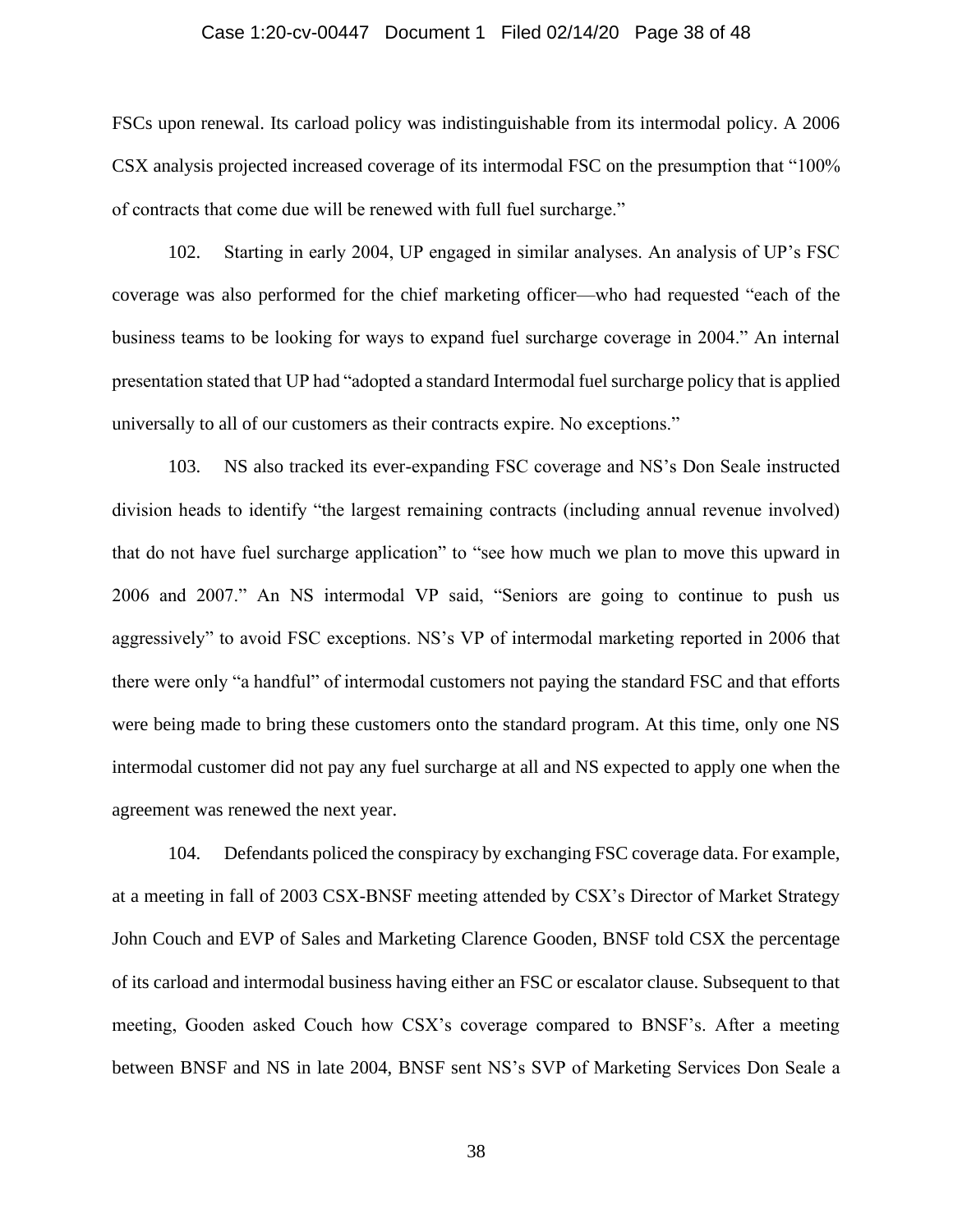FSCs upon renewal. Its carload policy was indistinguishable from its intermodal policy. A 2006 CSX analysis projected increased coverage of its intermodal FSC on the presumption that "100% of contracts that come due will be renewed with full fuel surcharge."

102. Starting in early 2004, UP engaged in similar analyses. An analysis of UP's FSC coverage was also performed for the chief marketing officer—who had requested "each of the business teams to be looking for ways to expand fuel surcharge coverage in 2004." An internal presentation stated that UP had "adopted a standard Intermodal fuel surcharge policy that is applied universally to all of our customers as their contracts expire. No exceptions."

103. NS also tracked its ever-expanding FSC coverage and NS's Don Seale instructed division heads to identify "the largest remaining contracts (including annual revenue involved) that do not have fuel surcharge application" to "see how much we plan to move this upward in 2006 and 2007." An NS intermodal VP said, "Seniors are going to continue to push us aggressively" to avoid FSC exceptions. NS's VP of intermodal marketing reported in 2006 that there were only "a handful" of intermodal customers not paying the standard FSC and that efforts were being made to bring these customers onto the standard program. At this time, only one NS intermodal customer did not pay any fuel surcharge at all and NS expected to apply one when the agreement was renewed the next year.

104. Defendants policed the conspiracy by exchanging FSC coverage data. For example, at a meeting in fall of 2003 CSX-BNSF meeting attended by CSX's Director of Market Strategy John Couch and EVP of Sales and Marketing Clarence Gooden, BNSF told CSX the percentage of its carload and intermodal business having either an FSC or escalator clause. Subsequent to that meeting, Gooden asked Couch how CSX's coverage compared to BNSF's. After a meeting between BNSF and NS in late 2004, BNSF sent NS's SVP of Marketing Services Don Seale a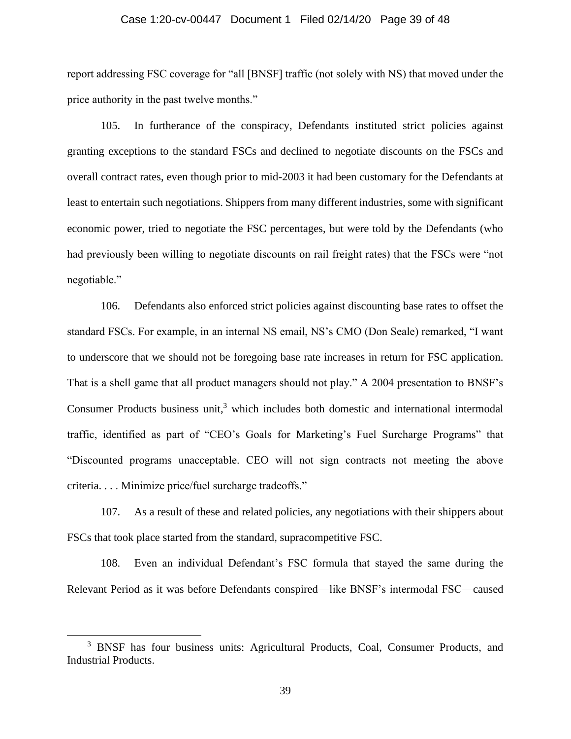report addressing FSC coverage for "all [BNSF] traffic (not solely with NS) that moved under the price authority in the past twelve months."

105. In furtherance of the conspiracy, Defendants instituted strict policies against granting exceptions to the standard FSCs and declined to negotiate discounts on the FSCs and overall contract rates, even though prior to mid-2003 it had been customary for the Defendants at least to entertain such negotiations. Shippers from many different industries, some with significant economic power, tried to negotiate the FSC percentages, but were told by the Defendants (who had previously been willing to negotiate discounts on rail freight rates) that the FSCs were "not negotiable."

106. Defendants also enforced strict policies against discounting base rates to offset the standard FSCs. For example, in an internal NS email, NS's CMO (Don Seale) remarked, "I want to underscore that we should not be foregoing base rate increases in return for FSC application. That is a shell game that all product managers should not play." A 2004 presentation to BNSF's Consumer Products business unit,[3] which includes both domestic and international intermodal traffic, identified as part of "CEO's Goals for Marketing's Fuel Surcharge Programs" that "Discounted programs unacceptable. CEO will not sign contracts not meeting the above criteria. . . . Minimize price/fuel surcharge tradeoffs."

107. As a result of these and related policies, any negotiations with their shippers about FSCs that took place started from the standard, supracompetitive FSC.

108. Even an individual Defendant's FSC formula that stayed the same during the Relevant Period as it was before Defendants conspired—like BNSF's intermodal FSC—caused

[3] BNSF has four business units: Agricultural Products, Coal, Consumer Products, and Industrial Products.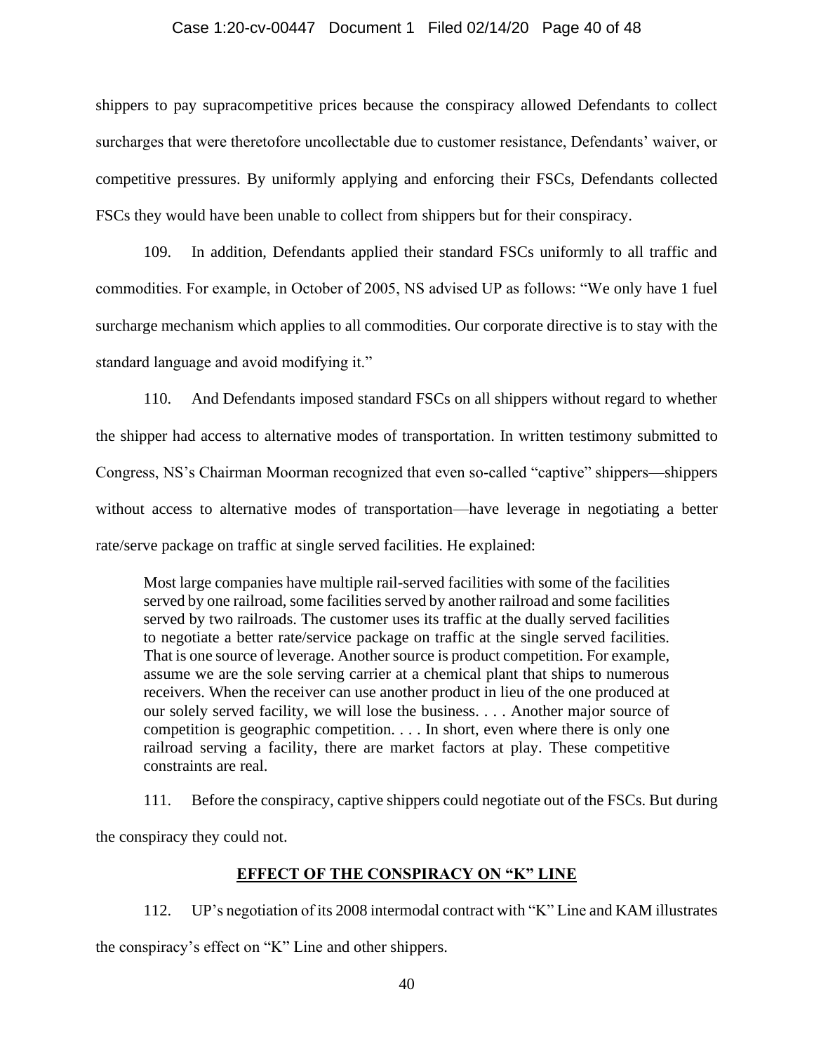shippers to pay supracompetitive prices because the conspiracy allowed Defendants to collect surcharges that were theretofore uncollectable due to customer resistance, Defendants' waiver, or competitive pressures. By uniformly applying and enforcing their FSCs, Defendants collected FSCs they would have been unable to collect from shippers but for their conspiracy.

109. In addition, Defendants applied their standard FSCs uniformly to all traffic and commodities. For example, in October of 2005, NS advised UP as follows: "We only have 1 fuel surcharge mechanism which applies to all commodities. Our corporate directive is to stay with the standard language and avoid modifying it."

110. And Defendants imposed standard FSCs on all shippers without regard to whether the shipper had access to alternative modes of transportation. In written testimony submitted to Congress, NS's Chairman Moorman recognized that even so-called "captive" shippers—shippers without access to alternative modes of transportation—have leverage in negotiating a better rate/serve package on traffic at single served facilities. He explained:

> Most large companies have multiple rail-served facilities with some of the facilities served by one railroad, some facilities served by another railroad and some facilities served by two railroads. The customer uses its traffic at the dually served facilities to negotiate a better rate/service package on traffic at the single served facilities. That is one source of leverage. Another source is product competition. For example, assume we are the sole serving carrier at a chemical plant that ships to numerous receivers. When the receiver can use another product in lieu of the one produced at our solely served facility, we will lose the business. . . . Another major source of competition is geographic competition. . . . In short, even where there is only one railroad serving a facility, there are market factors at play. These competitive constraints are real.

111. Before the conspiracy, captive shippers could negotiate out of the FSCs. But during the conspiracy they could not.

## EFFECT OF THE CONSPIRACY ON "K" LINE

112. UP's negotiation of its 2008 intermodal contract with "K" Line and KAM illustrates the conspiracy's effect on "K" Line and other shippers.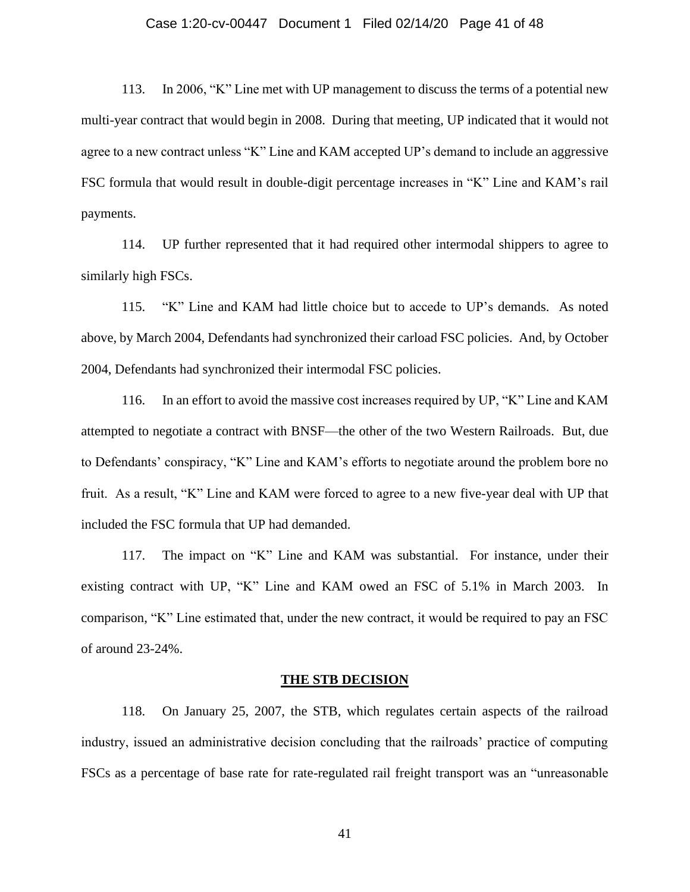113. In 2006, "K" Line met with UP management to discuss the terms of a potential new multi-year contract that would begin in 2008. During that meeting, UP indicated that it would not agree to a new contract unless "K" Line and KAM accepted UP's demand to include an aggressive FSC formula that would result in double-digit percentage increases in "K" Line and KAM's rail payments.

114. UP further represented that it had required other intermodal shippers to agree to similarly high FSCs.

115. "K" Line and KAM had little choice but to accede to UP's demands. As noted above, by March 2004, Defendants had synchronized their carload FSC policies. And, by October 2004, Defendants had synchronized their intermodal FSC policies.

116. In an effort to avoid the massive cost increases required by UP, "K" Line and KAM attempted to negotiate a contract with BNSF—the other of the two Western Railroads. But, due to Defendants' conspiracy, "K" Line and KAM's efforts to negotiate around the problem bore no fruit. As a result, "K" Line and KAM were forced to agree to a new five-year deal with UP that included the FSC formula that UP had demanded.

117. The impact on "K" Line and KAM was substantial. For instance, under their existing contract with UP, "K" Line and KAM owed an FSC of 5.1% in March 2003. In comparison, "K" Line estimated that, under the new contract, it would be required to pay an FSC of around 23-24%.

## THE STB DECISION

118. On January 25, 2007, the STB, which regulates certain aspects of the railroad industry, issued an administrative decision concluding that the railroads' practice of computing FSCs as a percentage of base rate for rate-regulated rail freight transport was an "unreasonable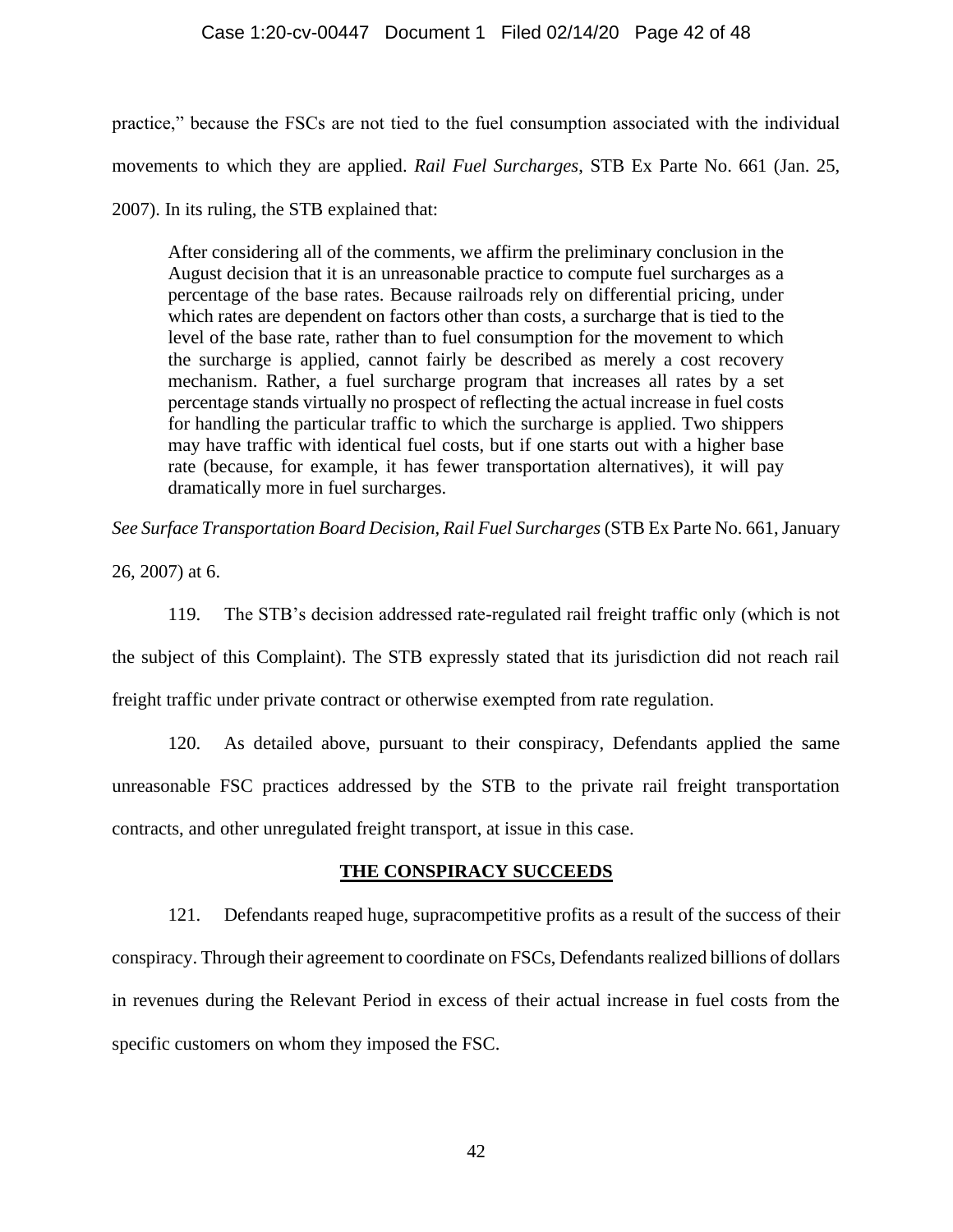practice," because the FSCs are not tied to the fuel consumption associated with the individual movements to which they are applied. *Rail Fuel Surcharges*, STB Ex Parte No. 661 (Jan. 25, 2007). In its ruling, the STB explained that:

> After considering all of the comments, we affirm the preliminary conclusion in the August decision that it is an unreasonable practice to compute fuel surcharges as a percentage of the base rates. Because railroads rely on differential pricing, under which rates are dependent on factors other than costs, a surcharge that is tied to the level of the base rate, rather than to fuel consumption for the movement to which the surcharge is applied, cannot fairly be described as merely a cost recovery mechanism. Rather, a fuel surcharge program that increases all rates by a set percentage stands virtually no prospect of reflecting the actual increase in fuel costs for handling the particular traffic to which the surcharge is applied. Two shippers may have traffic with identical fuel costs, but if one starts out with a higher base rate (because, for example, it has fewer transportation alternatives), it will pay dramatically more in fuel surcharges.

*See Surface Transportation Board Decision, Rail Fuel Surcharges* (STB Ex Parte No. 661, January 26, 2007) at 6.

119. The STB's decision addressed rate-regulated rail freight traffic only (which is not the subject of this Complaint). The STB expressly stated that its jurisdiction did not reach rail freight traffic under private contract or otherwise exempted from rate regulation.

120. As detailed above, pursuant to their conspiracy, Defendants applied the same unreasonable FSC practices addressed by the STB to the private rail freight transportation contracts, and other unregulated freight transport, at issue in this case.

## THE CONSPIRACY SUCCEEDS

121. Defendants reaped huge, supracompetitive profits as a result of the success of their conspiracy. Through their agreement to coordinate on FSCs, Defendants realized billions of dollars in revenues during the Relevant Period in excess of their actual increase in fuel costs from the specific customers on whom they imposed the FSC.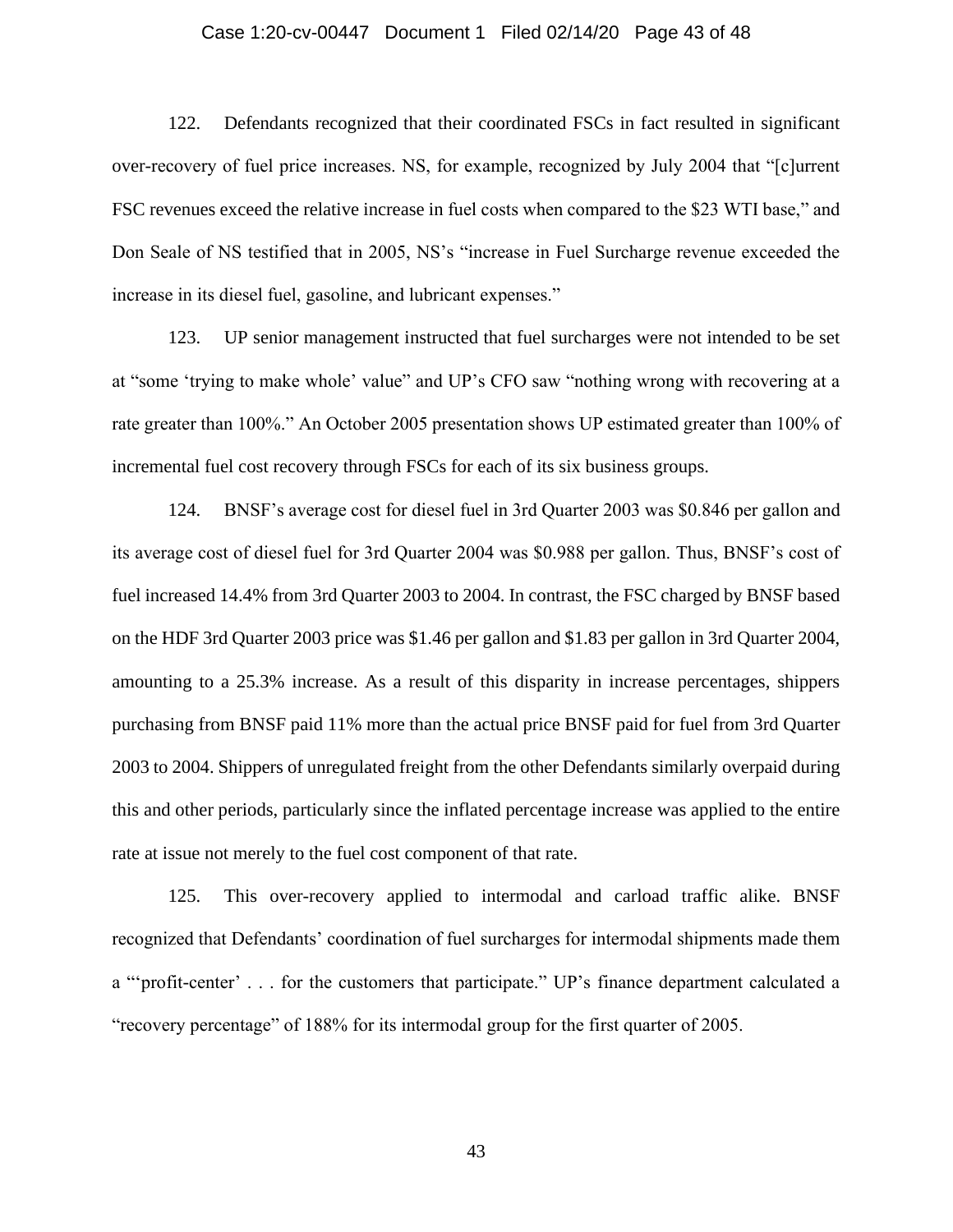122. Defendants recognized that their coordinated FSCs in fact resulted in significant over-recovery of fuel price increases. NS, for example, recognized by July 2004 that "[c]urrent FSC revenues exceed the relative increase in fuel costs when compared to the $23 WTI base," and Don Seale of NS testified that in 2005, NS's "increase in Fuel Surcharge revenue exceeded the increase in its diesel fuel, gasoline, and lubricant expenses."

123. UP senior management instructed that fuel surcharges were not intended to be set at "some 'trying to make whole' value" and UP's CFO saw "nothing wrong with recovering at a rate greater than 100%." An October 2005 presentation shows UP estimated greater than 100% of incremental fuel cost recovery through FSCs for each of its six business groups.

124. BNSF's average cost for diesel fuel in 3rd Quarter 2003 was $0.846 per gallon and its average cost of diesel fuel for 3rd Quarter 2004 was $0.988 per gallon. Thus, BNSF's cost of fuel increased 14.4% from 3rd Quarter 2003 to 2004. In contrast, the FSC charged by BNSF based on the HDF 3rd Quarter 2003 price was $1.46 per gallon and $1.83 per gallon in 3rd Quarter 2004, amounting to a 25.3% increase. As a result of this disparity in increase percentages, shippers purchasing from BNSF paid 11% more than the actual price BNSF paid for fuel from 3rd Quarter 2003 to 2004. Shippers of unregulated freight from the other Defendants similarly overpaid during this and other periods, particularly since the inflated percentage increase was applied to the entire rate at issue not merely to the fuel cost component of that rate.

125. This over-recovery applied to intermodal and carload traffic alike. BNSF recognized that Defendants' coordination of fuel surcharges for intermodal shipments made them a "'profit-center' . . . for the customers that participate." UP's finance department calculated a "recovery percentage" of 188% for its intermodal group for the first quarter of 2005.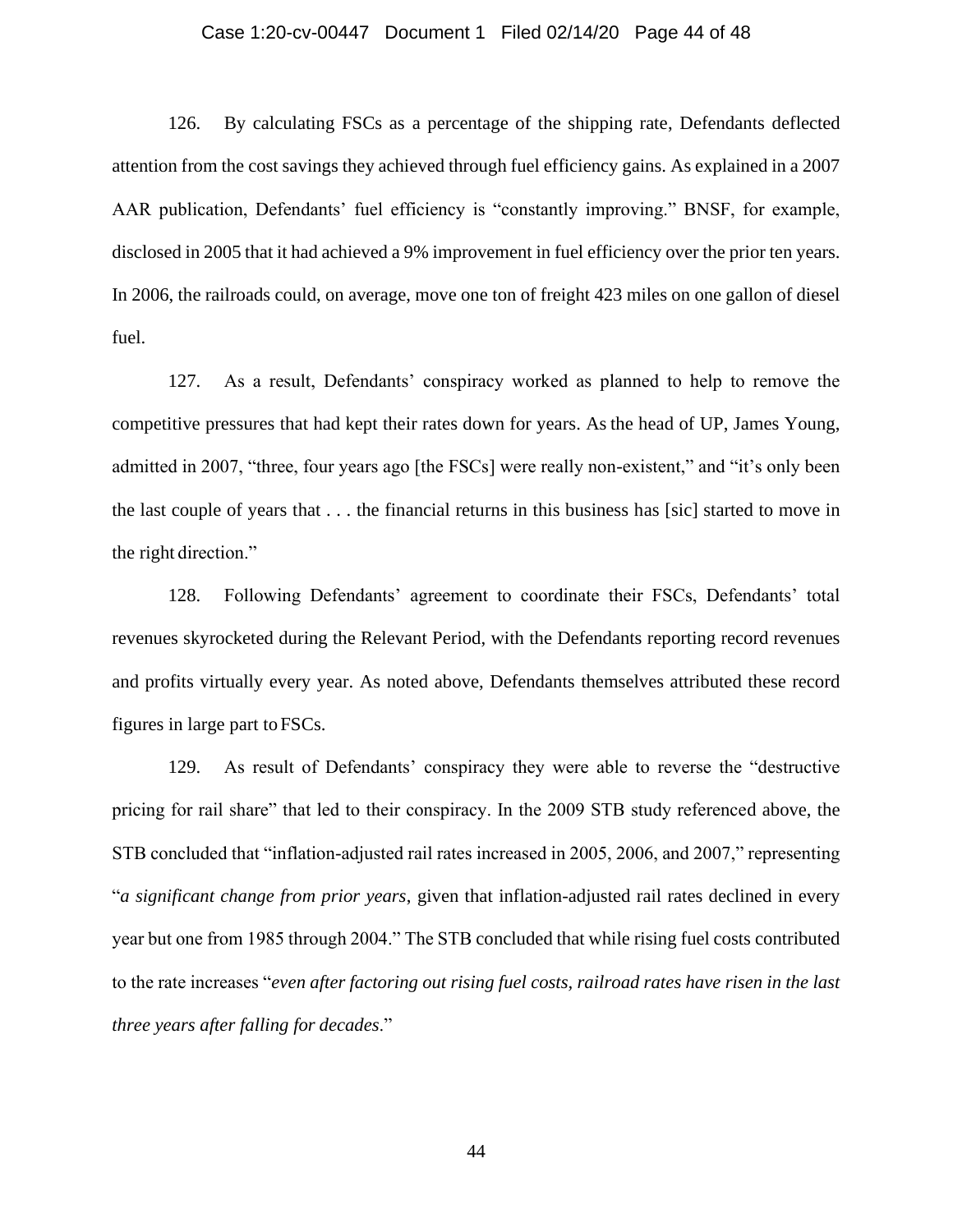126. By calculating FSCs as a percentage of the shipping rate, Defendants deflected attention from the cost savings they achieved through fuel efficiency gains. As explained in a 2007 AAR publication, Defendants' fuel efficiency is "constantly improving." BNSF, for example, disclosed in 2005 that it had achieved a 9% improvement in fuel efficiency over the prior ten years. In 2006, the railroads could, on average, move one ton of freight 423 miles on one gallon of diesel fuel.

127. As a result, Defendants' conspiracy worked as planned to help to remove the competitive pressures that had kept their rates down for years. As the head of UP, James Young, admitted in 2007, "three, four years ago [the FSCs] were really non-existent," and "it's only been the last couple of years that . . . the financial returns in this business has [sic] started to move in the right direction."

128. Following Defendants' agreement to coordinate their FSCs, Defendants' total revenues skyrocketed during the Relevant Period, with the Defendants reporting record revenues and profits virtually every year. As noted above, Defendants themselves attributed these record figures in large part to FSCs.

129. As result of Defendants' conspiracy they were able to reverse the "destructive pricing for rail share" that led to their conspiracy. In the 2009 STB study referenced above, the STB concluded that "inflation-adjusted rail rates increased in 2005, 2006, and 2007," representing "*a significant change from prior years*, given that inflation-adjusted rail rates declined in every year but one from 1985 through 2004." The STB concluded that while rising fuel costs contributed to the rate increases "*even after factoring out rising fuel costs, railroad rates have risen in the last three years after falling for decades*."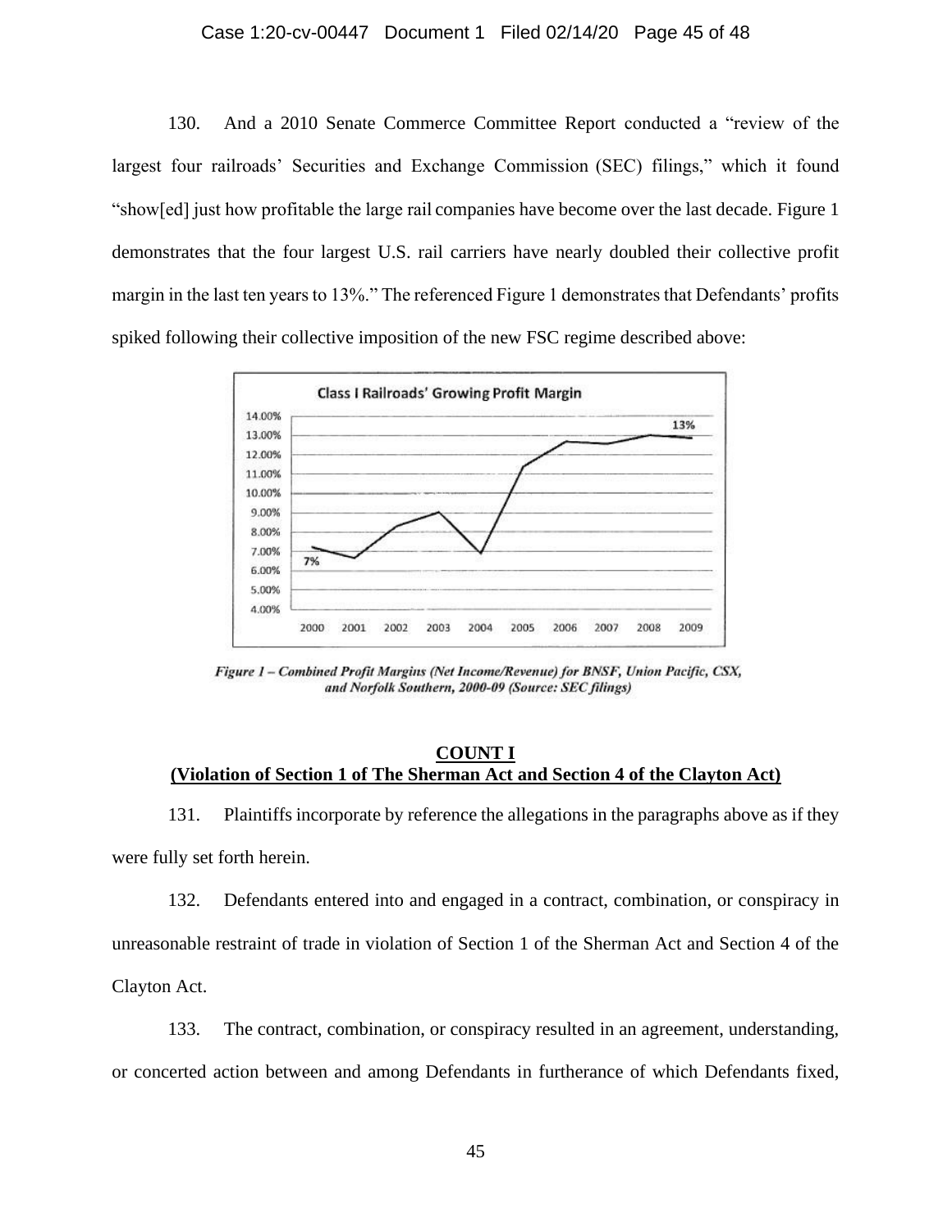130. And a 2010 Senate Commerce Committee Report conducted a "review of the largest four railroads' Securities and Exchange Commission (SEC) filings," which it found "show[ed] just how profitable the large rail companies have become over the last decade. Figure 1 demonstrates that the four largest U.S. rail carriers have nearly doubled their collective profit margin in the last ten years to 13%." The referenced Figure 1 demonstrates that Defendants' profits spiked following their collective imposition of the new FSC regime described above:

*Figure 1 – Combined Profit Margins (Net Income/Revenue) for BNSF, Union Pacific, CSX, and Norfolk Southern, 2000-09 (Source: SEC filings)*

**COUNT I**
**(Violation of Section 1 of The Sherman Act and Section 4 of the Clayton Act)**

131. Plaintiffs incorporate by reference the allegations in the paragraphs above as if they were fully set forth herein.

132. Defendants entered into and engaged in a contract, combination, or conspiracy in unreasonable restraint of trade in violation of Section 1 of the Sherman Act and Section 4 of the Clayton Act.

133. The contract, combination, or conspiracy resulted in an agreement, understanding, or concerted action between and among Defendants in furtherance of which Defendants fixed,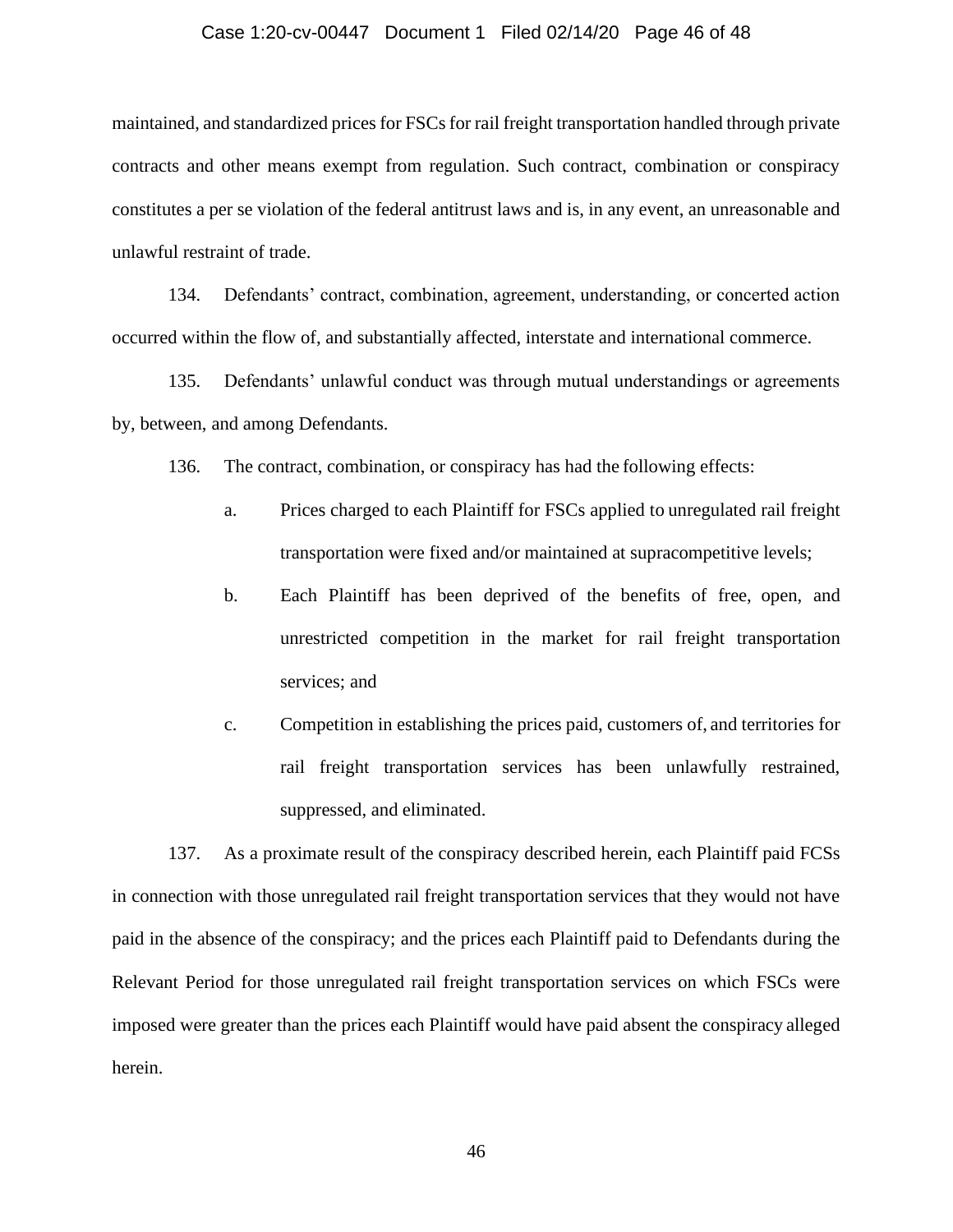maintained, and standardized prices for FSCs for rail freight transportation handled through private contracts and other means exempt from regulation. Such contract, combination or conspiracy constitutes a per se violation of the federal antitrust laws and is, in any event, an unreasonable and unlawful restraint of trade.

134. Defendants' contract, combination, agreement, understanding, or concerted action occurred within the flow of, and substantially affected, interstate and international commerce.

135. Defendants' unlawful conduct was through mutual understandings or agreements by, between, and among Defendants.

136. The contract, combination, or conspiracy has had the following effects:

a. Prices charged to each Plaintiff for FSCs applied to unregulated rail freight transportation were fixed and/or maintained at supracompetitive levels;

b. Each Plaintiff has been deprived of the benefits of free, open, and unrestricted competition in the market for rail freight transportation services; and

c. Competition in establishing the prices paid, customers of, and territories for rail freight transportation services has been unlawfully restrained, suppressed, and eliminated.

137. As a proximate result of the conspiracy described herein, each Plaintiff paid FCSs in connection with those unregulated rail freight transportation services that they would not have paid in the absence of the conspiracy; and the prices each Plaintiff paid to Defendants during the Relevant Period for those unregulated rail freight transportation services on which FSCs were imposed were greater than the prices each Plaintiff would have paid absent the conspiracy alleged herein.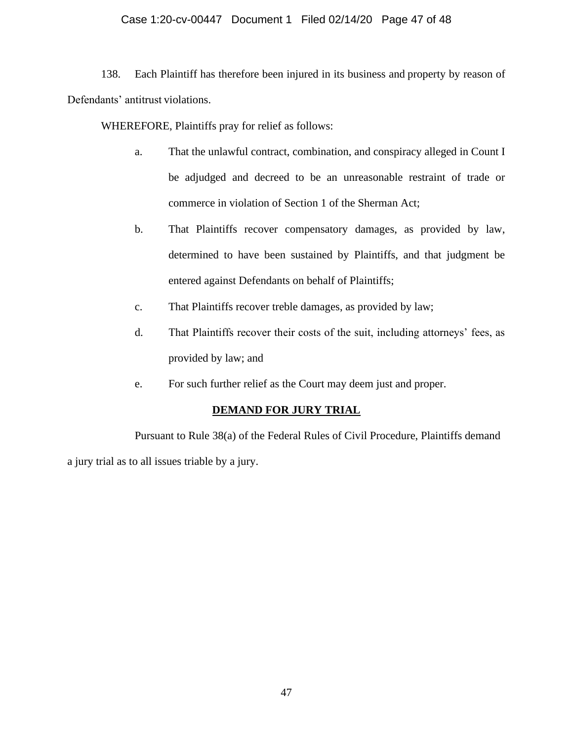138. Each Plaintiff has therefore been injured in its business and property by reason of Defendants' antitrust violations.

WHEREFORE, Plaintiffs pray for relief as follows:

a. That the unlawful contract, combination, and conspiracy alleged in Count I be adjudged and decreed to be an unreasonable restraint of trade or commerce in violation of Section 1 of the Sherman Act;

b. That Plaintiffs recover compensatory damages, as provided by law, determined to have been sustained by Plaintiffs, and that judgment be entered against Defendants on behalf of Plaintiffs;

c. That Plaintiffs recover treble damages, as provided by law;

d. That Plaintiffs recover their costs of the suit, including attorneys' fees, as provided by law; and

e. For such further relief as the Court may deem just and proper.

## DEMAND FOR JURY TRIAL

Pursuant to Rule 38(a) of the Federal Rules of Civil Procedure, Plaintiffs demand a jury trial as to all issues triable by a jury.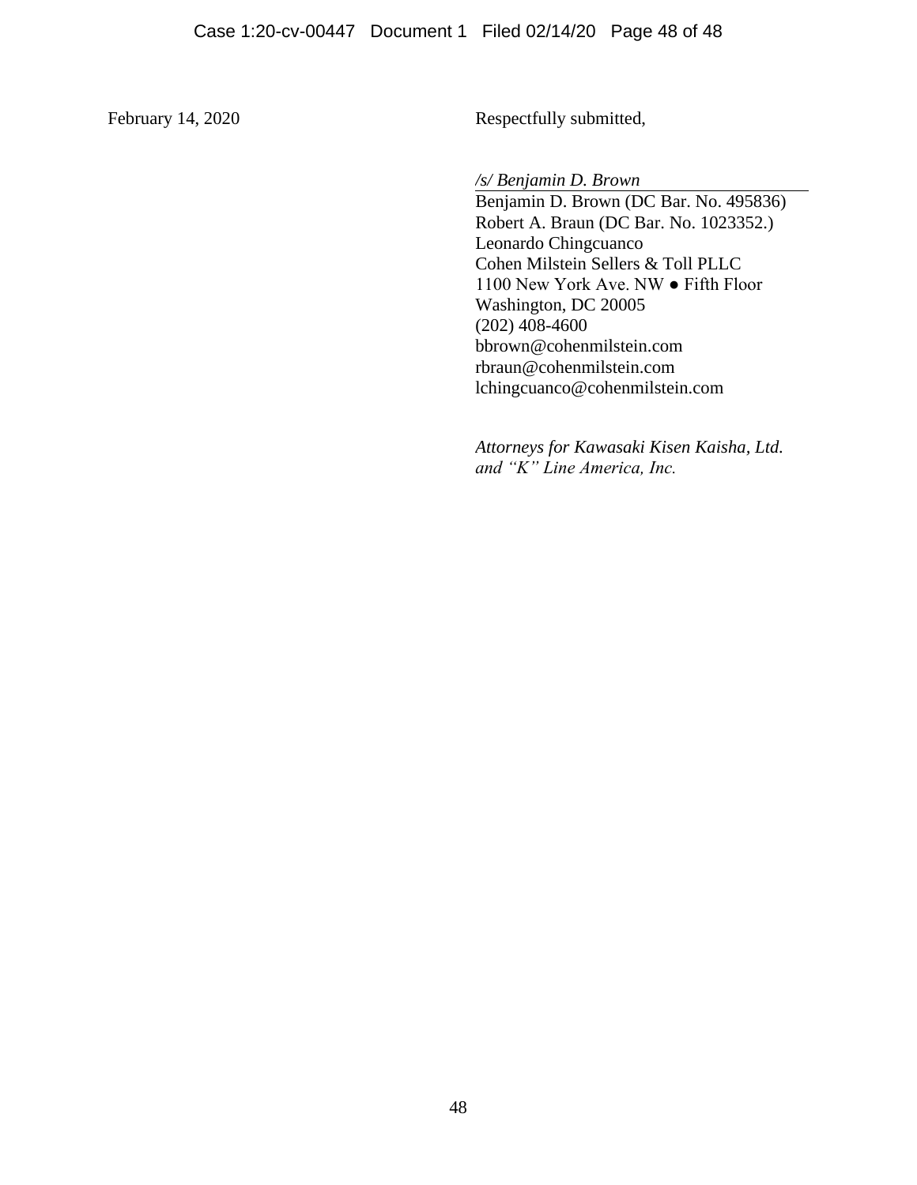February 14, 2020

Respectfully submitted,

*/s/ Benjamin D. Brown*

Benjamin D. Brown (DC Bar. No. 495836)
Robert A. Braun (DC Bar. No. 1023352.)
Leonardo Chingcuanco
Cohen Milstein Sellers & Toll PLLC
1100 New York Ave. NW ● Fifth Floor
Washington, DC 20005
(202) 408-4600
bbrown@cohenmilstein.com
rbraun@cohenmilstein.com
lchingcuanco@cohenmilstein.com

*Attorneys for Kawasaki Kisen Kaisha, Ltd. and "K" Line America, Inc.*